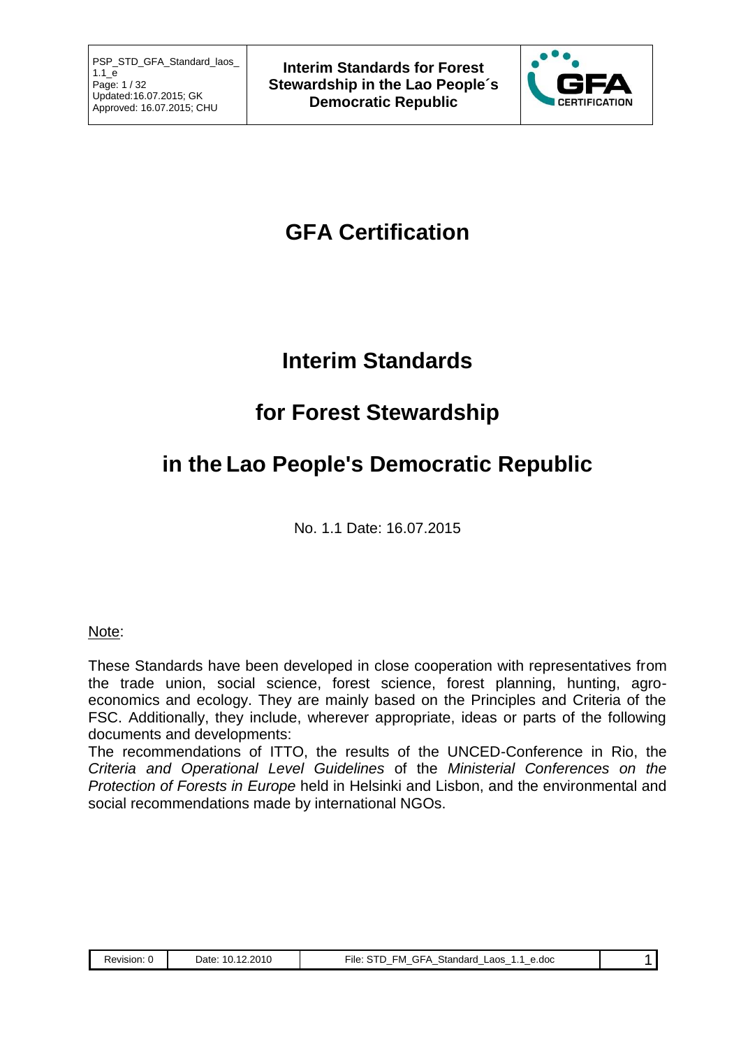# GFA Certification

## Interim Standards

## for Forest Stewardship

## in the Lao People's Democratic Republic

No. 1.1 Date: 16.07.2015

Note:

These Standards have been developed in close cooperation with representatives from the trade union, social science, forest science, forest planning, hunting, agro-economics and ecology. They are mainly based on the Principles and Criteria of the FSC. Additionally, they include, wherever appropriate, ideas or parts of the following documents and developments:

The recommendations of ITTO, the results of the UNCED-Conference in Rio, the *Criteria and Operational Level Guidelines* of the *Ministerial Conferences on the Protection of Forests in Europe* held in Helsinki and Lisbon, and the environmental and social recommendations made by international NGOs.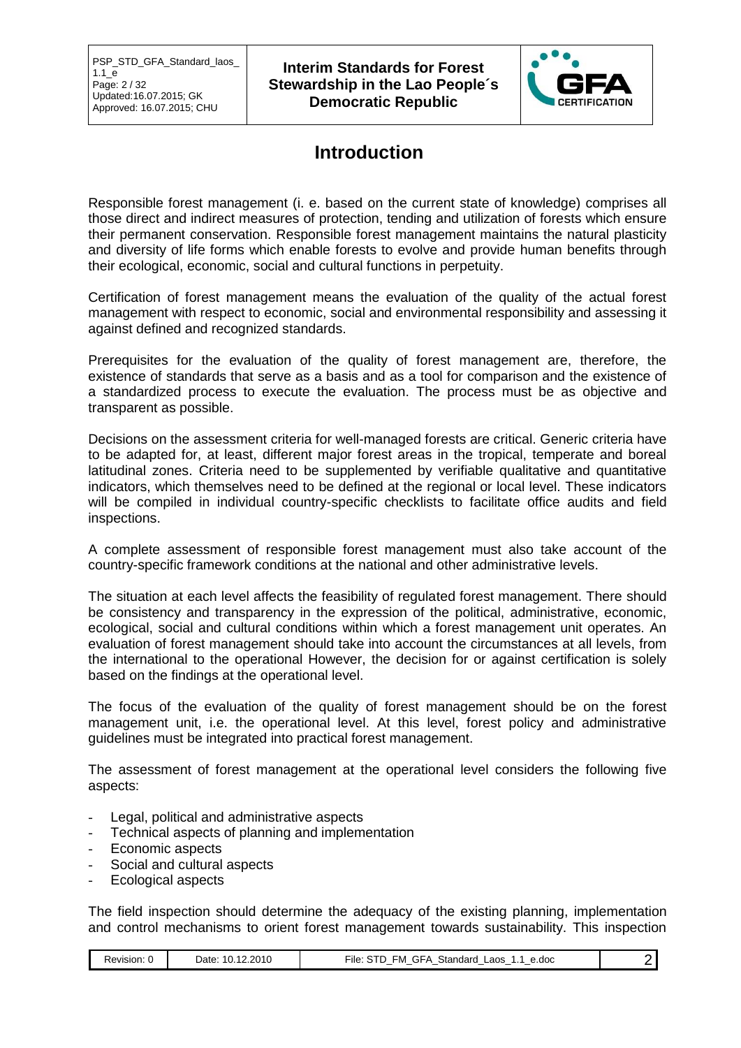# Introduction

Responsible forest management (i. e. based on the current state of knowledge) comprises all those direct and indirect measures of protection, tending and utilization of forests which ensure their permanent conservation. Responsible forest management maintains the natural plasticity and diversity of life forms which enable forests to evolve and provide human benefits through their ecological, economic, social and cultural functions in perpetuity.

Certification of forest management means the evaluation of the quality of the actual forest management with respect to economic, social and environmental responsibility and assessing it against defined and recognized standards.

Prerequisites for the evaluation of the quality of forest management are, therefore, the existence of standards that serve as a basis and as a tool for comparison and the existence of a standardized process to execute the evaluation. The process must be as objective and transparent as possible.

Decisions on the assessment criteria for well-managed forests are critical. Generic criteria have to be adapted for, at least, different major forest areas in the tropical, temperate and boreal latitudinal zones. Criteria need to be supplemented by verifiable qualitative and quantitative indicators, which themselves need to be defined at the regional or local level. These indicators will be compiled in individual country-specific checklists to facilitate office audits and field inspections.

A complete assessment of responsible forest management must also take account of the country-specific framework conditions at the national and other administrative levels.

The situation at each level affects the feasibility of regulated forest management. There should be consistency and transparency in the expression of the political, administrative, economic, ecological, social and cultural conditions within which a forest management unit operates. An evaluation of forest management should take into account the circumstances at all levels, from the international to the operational However, the decision for or against certification is solely based on the findings at the operational level.

The focus of the evaluation of the quality of forest management should be on the forest management unit, i.e. the operational level. At this level, forest policy and administrative guidelines must be integrated into practical forest management.

The assessment of forest management at the operational level considers the following five aspects:

- Legal, political and administrative aspects
- Technical aspects of planning and implementation
- Economic aspects
- Social and cultural aspects
- Ecological aspects

The field inspection should determine the adequacy of the existing planning, implementation and control mechanisms to orient forest management towards sustainability. This inspection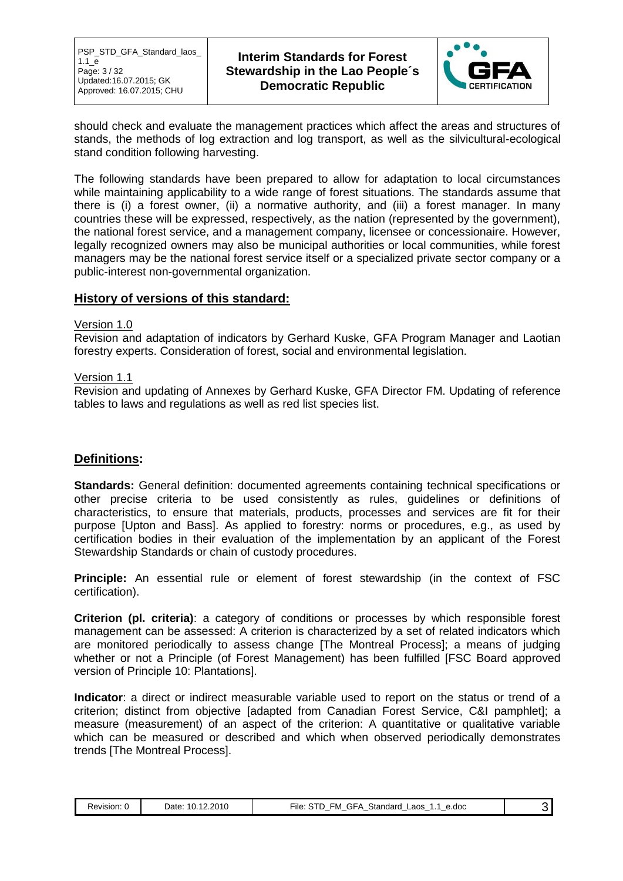should check and evaluate the management practices which affect the areas and structures of stands, the methods of log extraction and log transport, as well as the silvicultural-ecological stand condition following harvesting.

The following standards have been prepared to allow for adaptation to local circumstances while maintaining applicability to a wide range of forest situations. The standards assume that there is (i) a forest owner, (ii) a normative authority, and (iii) a forest manager. In many countries these will be expressed, respectively, as the nation (represented by the government), the national forest service, and a management company, licensee or concessionaire. However, legally recognized owners may also be municipal authorities or local communities, while forest managers may be the national forest service itself or a specialized private sector company or a public-interest non-governmental organization.

## History of versions of this standard:

Version 1.0

Revision and adaptation of indicators by Gerhard Kuske, GFA Program Manager and Laotian forestry experts. Consideration of forest, social and environmental legislation.

Version 1.1

Revision and updating of Annexes by Gerhard Kuske, GFA Director FM. Updating of reference tables to laws and regulations as well as red list species list.

## Definitions:

**Standards:** General definition: documented agreements containing technical specifications or other precise criteria to be used consistently as rules, guidelines or definitions of characteristics, to ensure that materials, products, processes and services are fit for their purpose [Upton and Bass]. As applied to forestry: norms or procedures, e.g., as used by certification bodies in their evaluation of the implementation by an applicant of the Forest Stewardship Standards or chain of custody procedures.

**Principle:** An essential rule or element of forest stewardship (in the context of FSC certification).

**Criterion (pl. criteria)**: a category of conditions or processes by which responsible forest management can be assessed: A criterion is characterized by a set of related indicators which are monitored periodically to assess change [The Montreal Process]; a means of judging whether or not a Principle (of Forest Management) has been fulfilled [FSC Board approved version of Principle 10: Plantations].

**Indicator**: a direct or indirect measurable variable used to report on the status or trend of a criterion; distinct from objective [adapted from Canadian Forest Service, C&I pamphlet]; a measure (measurement) of an aspect of the criterion: A quantitative or qualitative variable which can be measured or described and which when observed periodically demonstrates trends [The Montreal Process].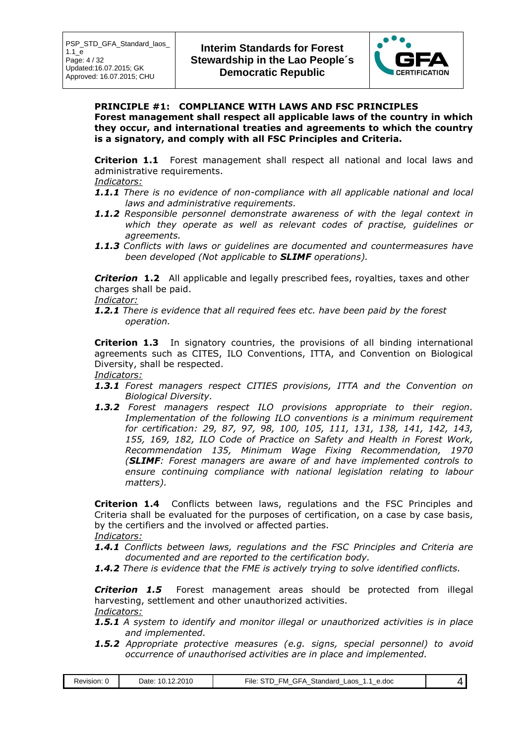**PRINCIPLE #1: COMPLIANCE WITH LAWS AND FSC PRINCIPLES**
**Forest management shall respect all applicable laws of the country in which they occur, and international treaties and agreements to which the country is a signatory, and comply with all FSC Principles and Criteria.**

**Criterion 1.1** Forest management shall respect all national and local laws and administrative requirements.
*Indicators:*

***1.1.1*** *There is no evidence of non-compliance with all applicable national and local laws and administrative requirements.*

***1.1.2*** *Responsible personnel demonstrate awareness of with the legal context in which they operate as well as relevant codes of practise, guidelines or agreements.*

***1.1.3*** *Conflicts with laws or guidelines are documented and countermeasures have been developed (Not applicable to **SLIMF** operations).*

***Criterion* 1.2** All applicable and legally prescribed fees, royalties, taxes and other charges shall be paid.
*Indicator:*

***1.2.1*** *There is evidence that all required fees etc. have been paid by the forest operation.*

**Criterion 1.3** In signatory countries, the provisions of all binding international agreements such as CITES, ILO Conventions, ITTA, and Convention on Biological Diversity, shall be respected.
*Indicators:*

***1.3.1*** *Forest managers respect CITIES provisions, ITTA and the Convention on Biological Diversity.*

***1.3.2*** *Forest managers respect ILO provisions appropriate to their region. Implementation of the following ILO conventions is a minimum requirement for certification: 29, 87, 97, 98, 100, 105, 111, 131, 138, 141, 142, 143, 155, 169, 182, ILO Code of Practice on Safety and Health in Forest Work, Recommendation 135, Minimum Wage Fixing Recommendation, 1970 (**SLIMF**: Forest managers are aware of and have implemented controls to ensure continuing compliance with national legislation relating to labour matters).*

**Criterion 1.4** Conflicts between laws, regulations and the FSC Principles and Criteria shall be evaluated for the purposes of certification, on a case by case basis, by the certifiers and the involved or affected parties.
*Indicators:*

***1.4.1*** *Conflicts between laws, regulations and the FSC Principles and Criteria are documented and are reported to the certification body.*

***1.4.2*** *There is evidence that the FME is actively trying to solve identified conflicts.*

***Criterion 1.5*** Forest management areas should be protected from illegal harvesting, settlement and other unauthorized activities.
*Indicators:*

***1.5.1*** *A system to identify and monitor illegal or unauthorized activities is in place and implemented.*

***1.5.2*** *Appropriate protective measures (e.g. signs, special personnel) to avoid occurrence of unauthorised activities are in place and implemented.*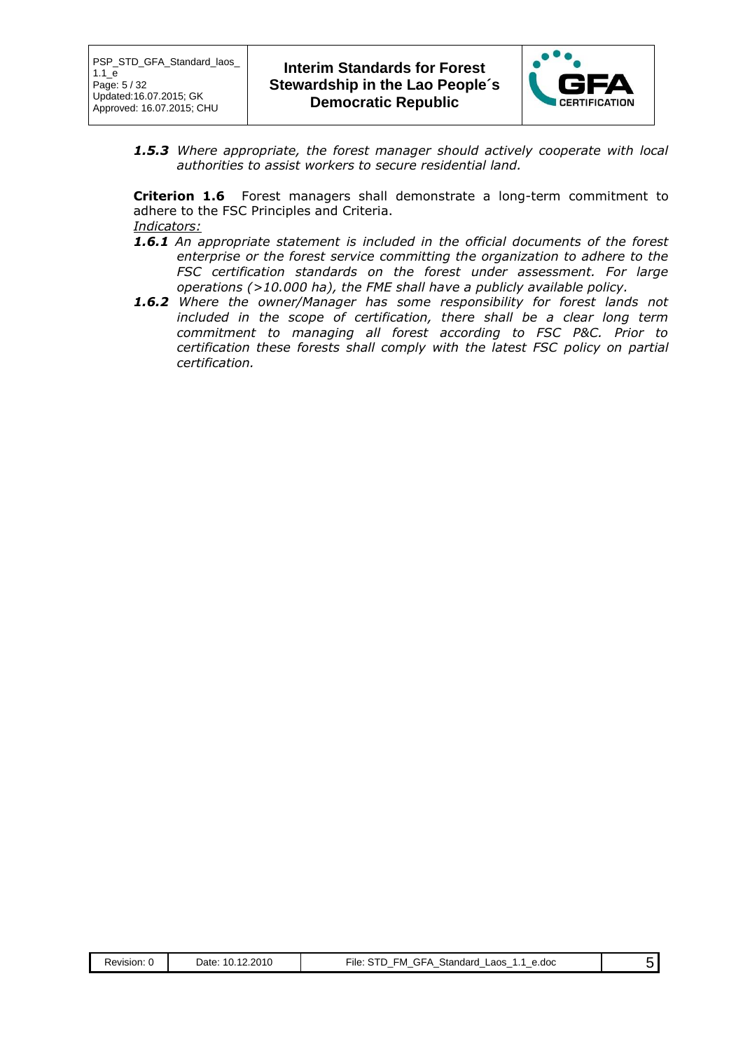***1.5.3*** *Where appropriate, the forest manager should actively cooperate with local authorities to assist workers to secure residential land.*

**Criterion 1.6** Forest managers shall demonstrate a long-term commitment to adhere to the FSC Principles and Criteria.

*Indicators:*

***1.6.1*** *An appropriate statement is included in the official documents of the forest enterprise or the forest service committing the organization to adhere to the FSC certification standards on the forest under assessment. For large operations (>10.000 ha), the FME shall have a publicly available policy.*

***1.6.2*** *Where the owner/Manager has some responsibility for forest lands not included in the scope of certification, there shall be a clear long term commitment to managing all forest according to FSC P&C. Prior to certification these forests shall comply with the latest FSC policy on partial certification.*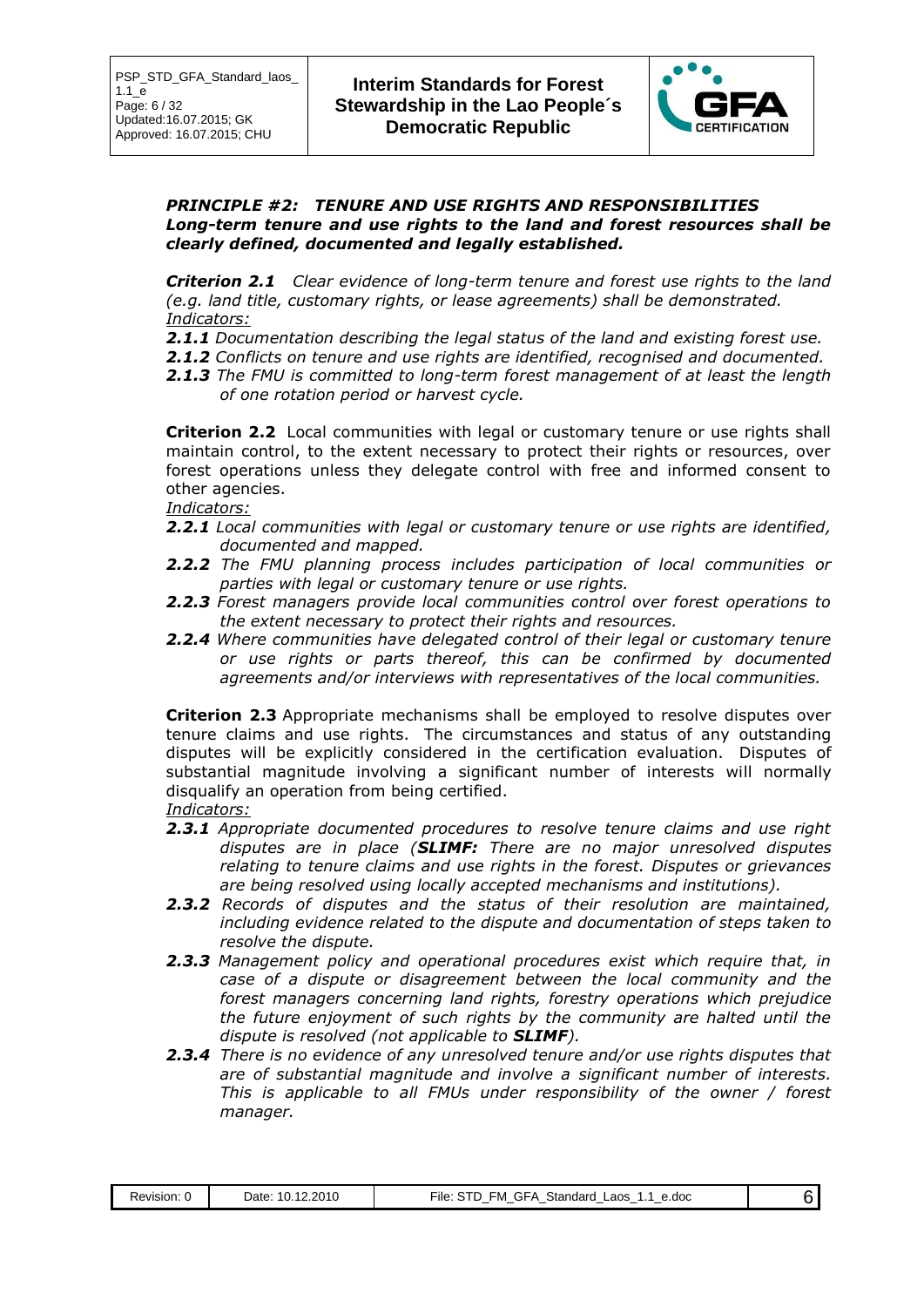***PRINCIPLE #2: TENURE AND USE RIGHTS AND RESPONSIBILITIES***
***Long-term tenure and use rights to the land and forest resources shall be clearly defined, documented and legally established.***

***Criterion 2.1*** *Clear evidence of long-term tenure and forest use rights to the land (e.g. land title, customary rights, or lease agreements) shall be demonstrated.*
*Indicators:*

- ***2.1.1*** *Documentation describing the legal status of the land and existing forest use.*
- ***2.1.2*** *Conflicts on tenure and use rights are identified, recognised and documented.*
- ***2.1.3*** *The FMU is committed to long-term forest management of at least the length of one rotation period or harvest cycle.*

**Criterion 2.2** Local communities with legal or customary tenure or use rights shall maintain control, to the extent necessary to protect their rights or resources, over forest operations unless they delegate control with free and informed consent to other agencies.
*Indicators:*

- ***2.2.1*** *Local communities with legal or customary tenure or use rights are identified, documented and mapped.*
- ***2.2.2*** *The FMU planning process includes participation of local communities or parties with legal or customary tenure or use rights.*
- ***2.2.3*** *Forest managers provide local communities control over forest operations to the extent necessary to protect their rights and resources.*
- ***2.2.4*** *Where communities have delegated control of their legal or customary tenure or use rights or parts thereof, this can be confirmed by documented agreements and/or interviews with representatives of the local communities.*

**Criterion 2.3** Appropriate mechanisms shall be employed to resolve disputes over tenure claims and use rights. The circumstances and status of any outstanding disputes will be explicitly considered in the certification evaluation. Disputes of substantial magnitude involving a significant number of interests will normally disqualify an operation from being certified.
*Indicators:*

- ***2.3.1*** *Appropriate documented procedures to resolve tenure claims and use right disputes are in place (**SLIMF:** There are no major unresolved disputes relating to tenure claims and use rights in the forest. Disputes or grievances are being resolved using locally accepted mechanisms and institutions).*
- ***2.3.2*** *Records of disputes and the status of their resolution are maintained, including evidence related to the dispute and documentation of steps taken to resolve the dispute.*
- ***2.3.3*** *Management policy and operational procedures exist which require that, in case of a dispute or disagreement between the local community and the forest managers concerning land rights, forestry operations which prejudice the future enjoyment of such rights by the community are halted until the dispute is resolved (not applicable to **SLIMF**).*
- ***2.3.4*** *There is no evidence of any unresolved tenure and/or use rights disputes that are of substantial magnitude and involve a significant number of interests. This is applicable to all FMUs under responsibility of the owner / forest manager.*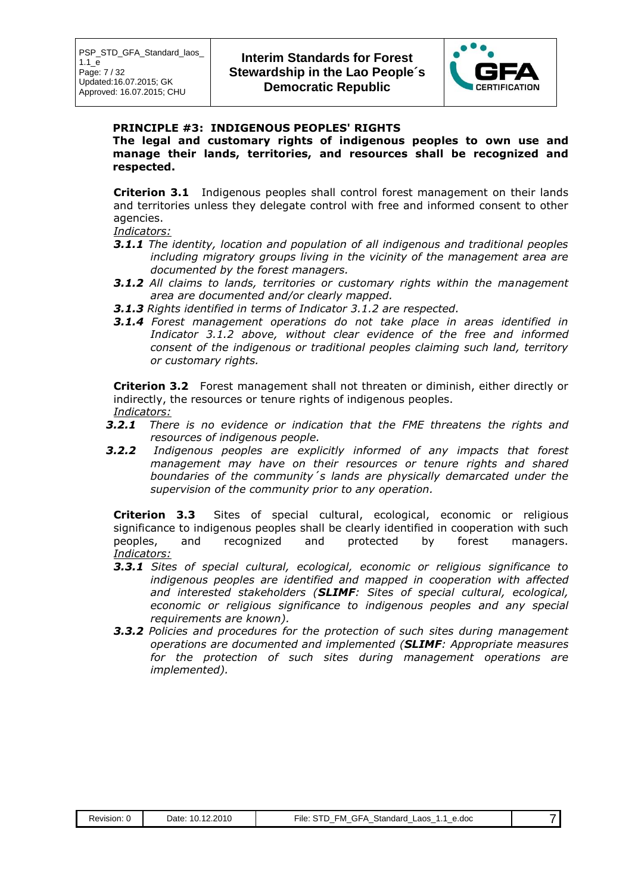**PRINCIPLE #3: INDIGENOUS PEOPLES' RIGHTS**

**The legal and customary rights of indigenous peoples to own use and manage their lands, territories, and resources shall be recognized and respected.**

**Criterion 3.1** Indigenous peoples shall control forest management on their lands and territories unless they delegate control with free and informed consent to other agencies.

*Indicators:*

- ***3.1.1*** *The identity, location and population of all indigenous and traditional peoples including migratory groups living in the vicinity of the management area are documented by the forest managers.*
- ***3.1.2*** *All claims to lands, territories or customary rights within the management area are documented and/or clearly mapped.*
- ***3.1.3*** *Rights identified in terms of Indicator 3.1.2 are respected.*
- ***3.1.4*** *Forest management operations do not take place in areas identified in Indicator 3.1.2 above, without clear evidence of the free and informed consent of the indigenous or traditional peoples claiming such land, territory or customary rights.*

**Criterion 3.2** Forest management shall not threaten or diminish, either directly or indirectly, the resources or tenure rights of indigenous peoples.

*Indicators:*

- ***3.2.1*** *There is no evidence or indication that the FME threatens the rights and resources of indigenous people.*
- ***3.2.2*** *Indigenous peoples are explicitly informed of any impacts that forest management may have on their resources or tenure rights and shared boundaries of the community´s lands are physically demarcated under the supervision of the community prior to any operation.*

**Criterion 3.3** Sites of special cultural, ecological, economic or religious significance to indigenous peoples shall be clearly identified in cooperation with such peoples, and recognized and protected by forest managers.

*Indicators:*

- ***3.3.1*** *Sites of special cultural, ecological, economic or religious significance to indigenous peoples are identified and mapped in cooperation with affected and interested stakeholders (**SLIMF**: Sites of special cultural, ecological, economic or religious significance to indigenous peoples and any special requirements are known).*
- ***3.3.2*** *Policies and procedures for the protection of such sites during management operations are documented and implemented (**SLIMF**: Appropriate measures for the protection of such sites during management operations are implemented).*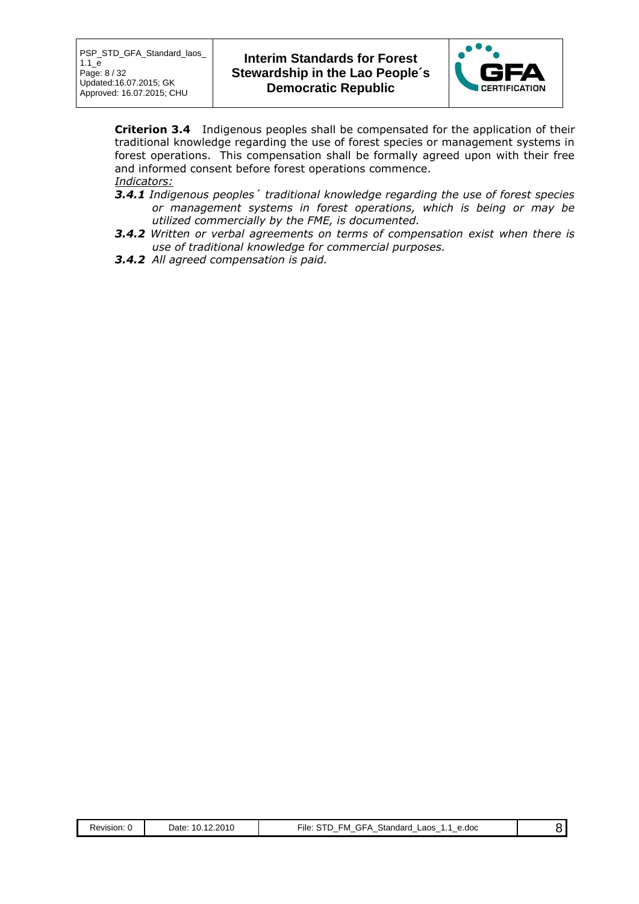**Criterion 3.4** Indigenous peoples shall be compensated for the application of their traditional knowledge regarding the use of forest species or management systems in forest operations. This compensation shall be formally agreed upon with their free and informed consent before forest operations commence.

*Indicators:*

***3.4.1*** *Indigenous peoples´ traditional knowledge regarding the use of forest species or management systems in forest operations, which is being or may be utilized commercially by the FME, is documented.*

***3.4.2*** *Written or verbal agreements on terms of compensation exist when there is use of traditional knowledge for commercial purposes.*

***3.4.2*** *All agreed compensation is paid.*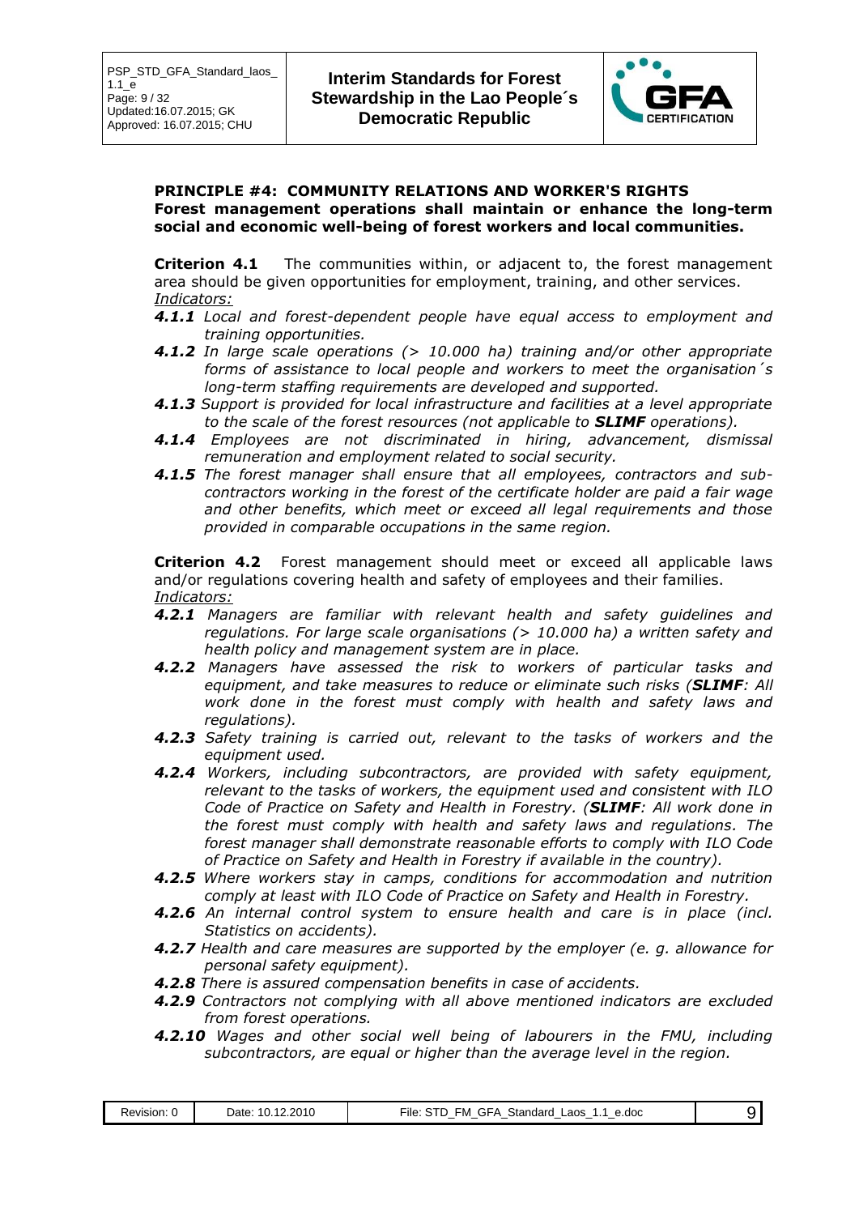**PRINCIPLE #4: COMMUNITY RELATIONS AND WORKER'S RIGHTS**
**Forest management operations shall maintain or enhance the long-term social and economic well-being of forest workers and local communities.**

**Criterion 4.1** The communities within, or adjacent to, the forest management area should be given opportunities for employment, training, and other services.
*Indicators:*

***4.1.1*** *Local and forest-dependent people have equal access to employment and training opportunities.*

***4.1.2*** *In large scale operations (> 10.000 ha) training and/or other appropriate forms of assistance to local people and workers to meet the organisation´s long-term staffing requirements are developed and supported.*

***4.1.3*** *Support is provided for local infrastructure and facilities at a level appropriate to the scale of the forest resources (not applicable to **SLIMF** operations).*

***4.1.4*** *Employees are not discriminated in hiring, advancement, dismissal remuneration and employment related to social security.*

***4.1.5*** *The forest manager shall ensure that all employees, contractors and sub-contractors working in the forest of the certificate holder are paid a fair wage and other benefits, which meet or exceed all legal requirements and those provided in comparable occupations in the same region.*

**Criterion 4.2** Forest management should meet or exceed all applicable laws and/or regulations covering health and safety of employees and their families.
*Indicators:*

***4.2.1*** *Managers are familiar with relevant health and safety guidelines and regulations. For large scale organisations (> 10.000 ha) a written safety and health policy and management system are in place.*

***4.2.2*** *Managers have assessed the risk to workers of particular tasks and equipment, and take measures to reduce or eliminate such risks (**SLIMF**: All work done in the forest must comply with health and safety laws and regulations).*

***4.2.3*** *Safety training is carried out, relevant to the tasks of workers and the equipment used.*

***4.2.4*** *Workers, including subcontractors, are provided with safety equipment, relevant to the tasks of workers, the equipment used and consistent with ILO Code of Practice on Safety and Health in Forestry. (**SLIMF**: All work done in the forest must comply with health and safety laws and regulations. The forest manager shall demonstrate reasonable efforts to comply with ILO Code of Practice on Safety and Health in Forestry if available in the country).*

***4.2.5*** *Where workers stay in camps, conditions for accommodation and nutrition comply at least with ILO Code of Practice on Safety and Health in Forestry.*

***4.2.6*** *An internal control system to ensure health and care is in place (incl. Statistics on accidents).*

***4.2.7*** *Health and care measures are supported by the employer (e. g. allowance for personal safety equipment).*

***4.2.8*** *There is assured compensation benefits in case of accidents.*

***4.2.9*** *Contractors not complying with all above mentioned indicators are excluded from forest operations.*

***4.2.10*** *Wages and other social well being of labourers in the FMU, including subcontractors, are equal or higher than the average level in the region.*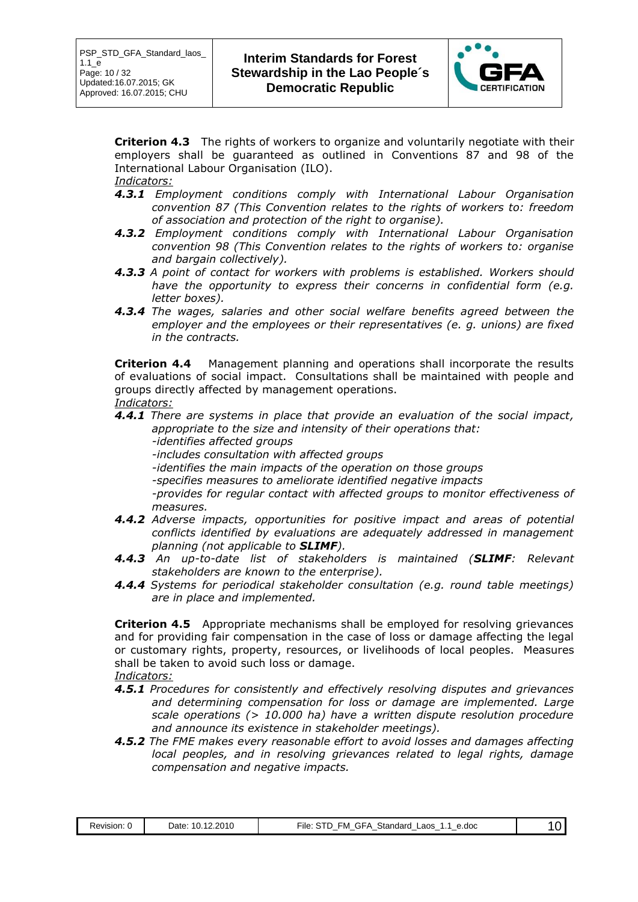**Criterion 4.3** The rights of workers to organize and voluntarily negotiate with their employers shall be guaranteed as outlined in Conventions 87 and 98 of the International Labour Organisation (ILO).

*Indicators:*

***4.3.1*** *Employment conditions comply with International Labour Organisation convention 87 (This Convention relates to the rights of workers to: freedom of association and protection of the right to organise).*

***4.3.2*** *Employment conditions comply with International Labour Organisation convention 98 (This Convention relates to the rights of workers to: organise and bargain collectively).*

***4.3.3*** *A point of contact for workers with problems is established. Workers should have the opportunity to express their concerns in confidential form (e.g. letter boxes).*

***4.3.4*** *The wages, salaries and other social welfare benefits agreed between the employer and the employees or their representatives (e. g. unions) are fixed in the contracts.*

**Criterion 4.4** Management planning and operations shall incorporate the results of evaluations of social impact. Consultations shall be maintained with people and groups directly affected by management operations.

*Indicators:*

***4.4.1*** *There are systems in place that provide an evaluation of the social impact, appropriate to the size and intensity of their operations that:*
*-identifies affected groups*
*-includes consultation with affected groups*
*-identifies the main impacts of the operation on those groups*
*-specifies measures to ameliorate identified negative impacts*
*-provides for regular contact with affected groups to monitor effectiveness of measures.*

***4.4.2*** *Adverse impacts, opportunities for positive impact and areas of potential conflicts identified by evaluations are adequately addressed in management planning (not applicable to **SLIMF**).*

***4.4.3*** *An up-to-date list of stakeholders is maintained (**SLIMF**: Relevant stakeholders are known to the enterprise).*

***4.4.4*** *Systems for periodical stakeholder consultation (e.g. round table meetings) are in place and implemented.*

**Criterion 4.5** Appropriate mechanisms shall be employed for resolving grievances and for providing fair compensation in the case of loss or damage affecting the legal or customary rights, property, resources, or livelihoods of local peoples. Measures shall be taken to avoid such loss or damage.

*Indicators:*

***4.5.1*** *Procedures for consistently and effectively resolving disputes and grievances and determining compensation for loss or damage are implemented. Large scale operations (> 10.000 ha) have a written dispute resolution procedure and announce its existence in stakeholder meetings).*

***4.5.2*** *The FME makes every reasonable effort to avoid losses and damages affecting local peoples, and in resolving grievances related to legal rights, damage compensation and negative impacts.*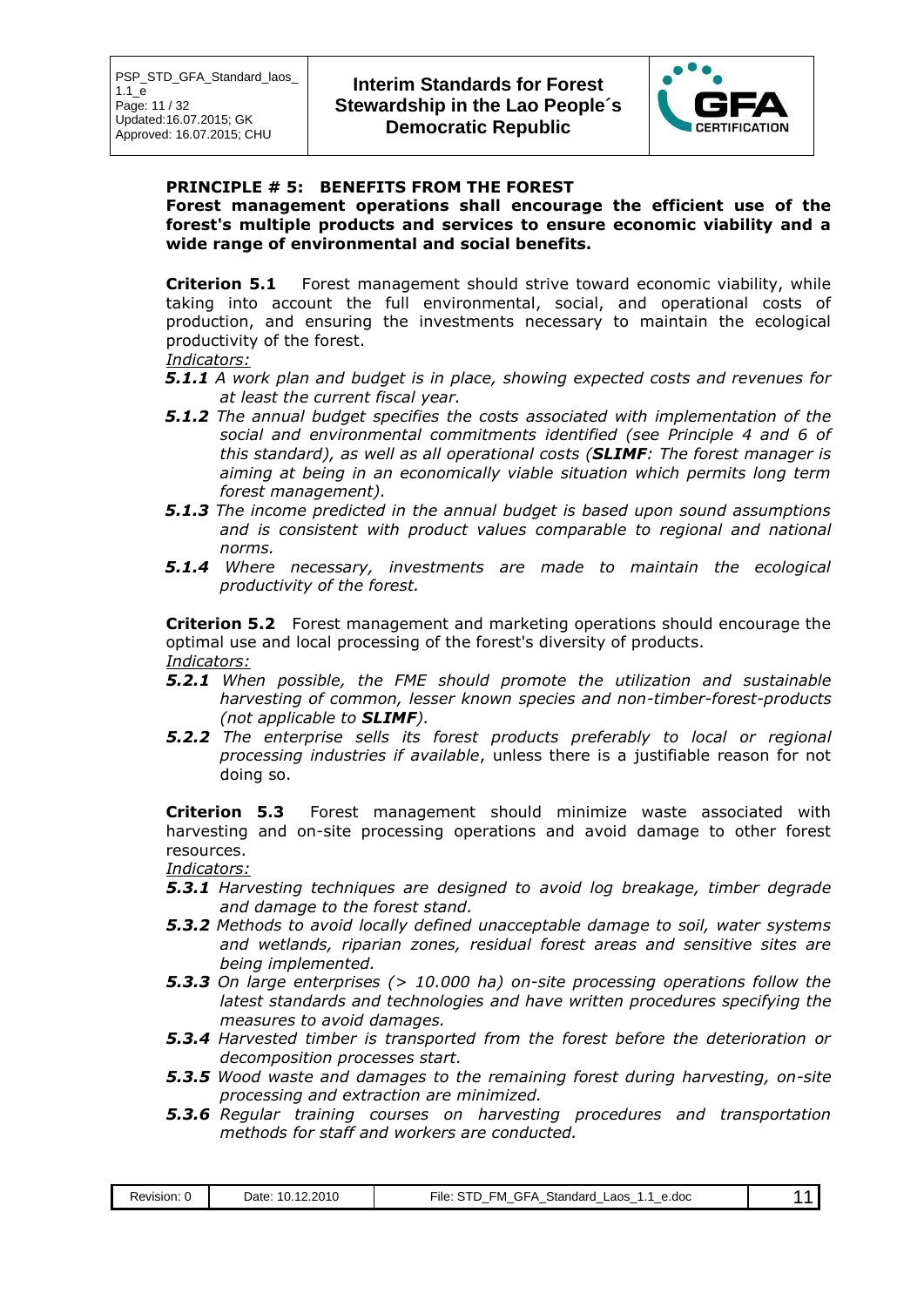## PRINCIPLE # 5: BENEFITS FROM THE FOREST

**Forest management operations shall encourage the efficient use of the forest's multiple products and services to ensure economic viability and a wide range of environmental and social benefits.**

**Criterion 5.1** Forest management should strive toward economic viability, while taking into account the full environmental, social, and operational costs of production, and ensuring the investments necessary to maintain the ecological productivity of the forest.

<u>*Indicators:*</u>

***5.1.1*** *A work plan and budget is in place, showing expected costs and revenues for at least the current fiscal year.*

***5.1.2*** *The annual budget specifies the costs associated with implementation of the social and environmental commitments identified (see Principle 4 and 6 of this standard), as well as all operational costs (**SLIMF**: The forest manager is aiming at being in an economically viable situation which permits long term forest management).*

***5.1.3*** *The income predicted in the annual budget is based upon sound assumptions and is consistent with product values comparable to regional and national norms.*

***5.1.4*** *Where necessary, investments are made to maintain the ecological productivity of the forest.*

**Criterion 5.2** Forest management and marketing operations should encourage the optimal use and local processing of the forest's diversity of products.

<u>*Indicators:*</u>

***5.2.1*** *When possible, the FME should promote the utilization and sustainable harvesting of common, lesser known species and non-timber-forest-products (not applicable to **SLIMF**).*

***5.2.2*** *The enterprise sells its forest products preferably to local or regional processing industries if available*, unless there is a justifiable reason for not doing so.

**Criterion 5.3** Forest management should minimize waste associated with harvesting and on-site processing operations and avoid damage to other forest resources.

<u>*Indicators:*</u>

***5.3.1*** *Harvesting techniques are designed to avoid log breakage, timber degrade and damage to the forest stand.*

***5.3.2*** *Methods to avoid locally defined unacceptable damage to soil, water systems and wetlands, riparian zones, residual forest areas and sensitive sites are being implemented.*

***5.3.3*** *On large enterprises (> 10.000 ha) on-site processing operations follow the latest standards and technologies and have written procedures specifying the measures to avoid damages.*

***5.3.4*** *Harvested timber is transported from the forest before the deterioration or decomposition processes start.*

***5.3.5*** *Wood waste and damages to the remaining forest during harvesting, on-site processing and extraction are minimized.*

***5.3.6*** *Regular training courses on harvesting procedures and transportation methods for staff and workers are conducted.*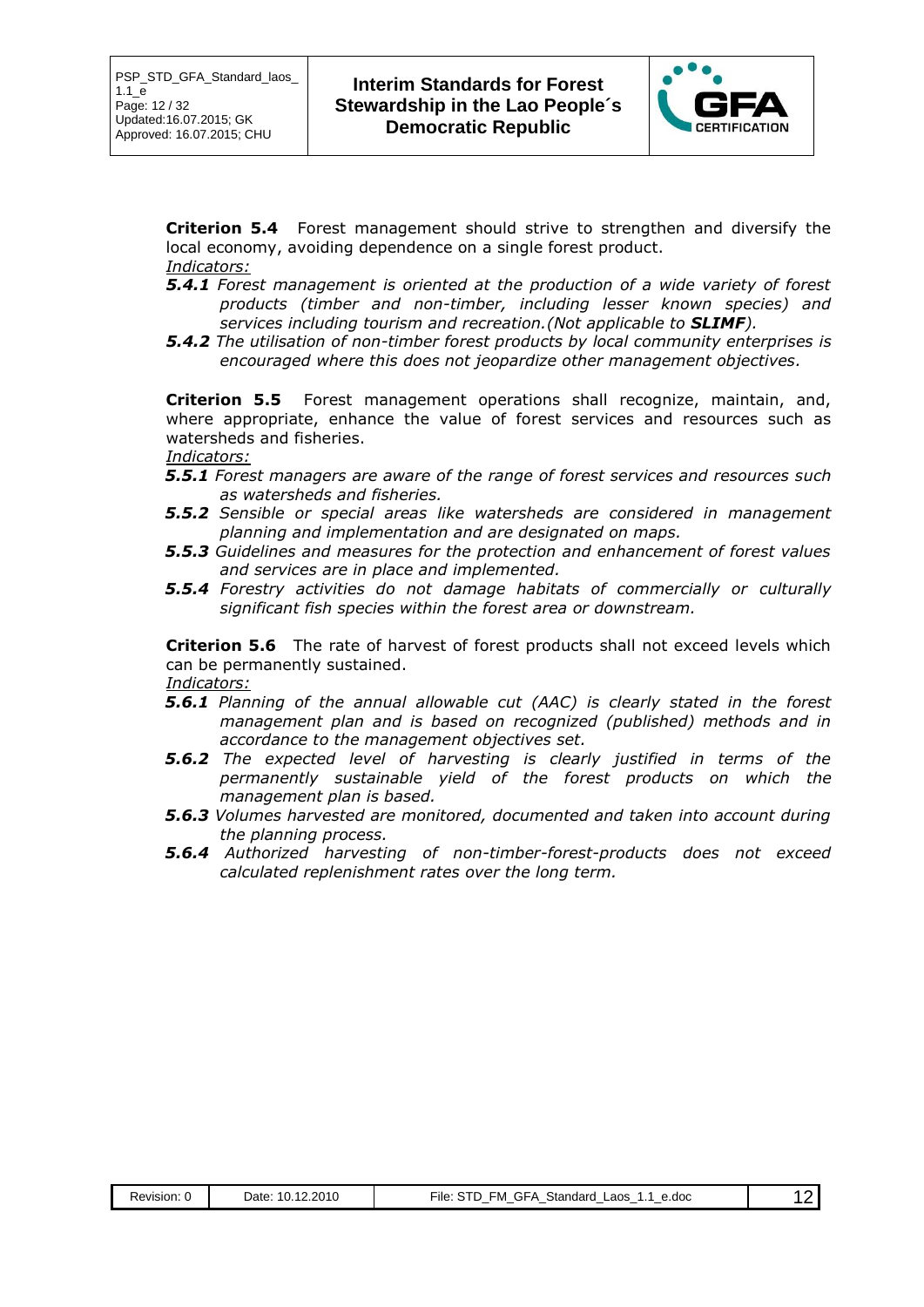**Criterion 5.4** Forest management should strive to strengthen and diversify the local economy, avoiding dependence on a single forest product.

*Indicators:*

***5.4.1*** *Forest management is oriented at the production of a wide variety of forest products (timber and non-timber, including lesser known species) and services including tourism and recreation.(Not applicable to **SLIMF**).*

***5.4.2*** *The utilisation of non-timber forest products by local community enterprises is encouraged where this does not jeopardize other management objectives.*

**Criterion 5.5** Forest management operations shall recognize, maintain, and, where appropriate, enhance the value of forest services and resources such as watersheds and fisheries.

*Indicators:*

***5.5.1*** *Forest managers are aware of the range of forest services and resources such as watersheds and fisheries.*

***5.5.2*** *Sensible or special areas like watersheds are considered in management planning and implementation and are designated on maps.*

***5.5.3*** *Guidelines and measures for the protection and enhancement of forest values and services are in place and implemented.*

***5.5.4*** *Forestry activities do not damage habitats of commercially or culturally significant fish species within the forest area or downstream.*

**Criterion 5.6** The rate of harvest of forest products shall not exceed levels which can be permanently sustained.

*Indicators:*

***5.6.1*** *Planning of the annual allowable cut (AAC) is clearly stated in the forest management plan and is based on recognized (published) methods and in accordance to the management objectives set.*

***5.6.2*** *The expected level of harvesting is clearly justified in terms of the permanently sustainable yield of the forest products on which the management plan is based.*

***5.6.3*** *Volumes harvested are monitored, documented and taken into account during the planning process.*

***5.6.4*** *Authorized harvesting of non-timber-forest-products does not exceed calculated replenishment rates over the long term.*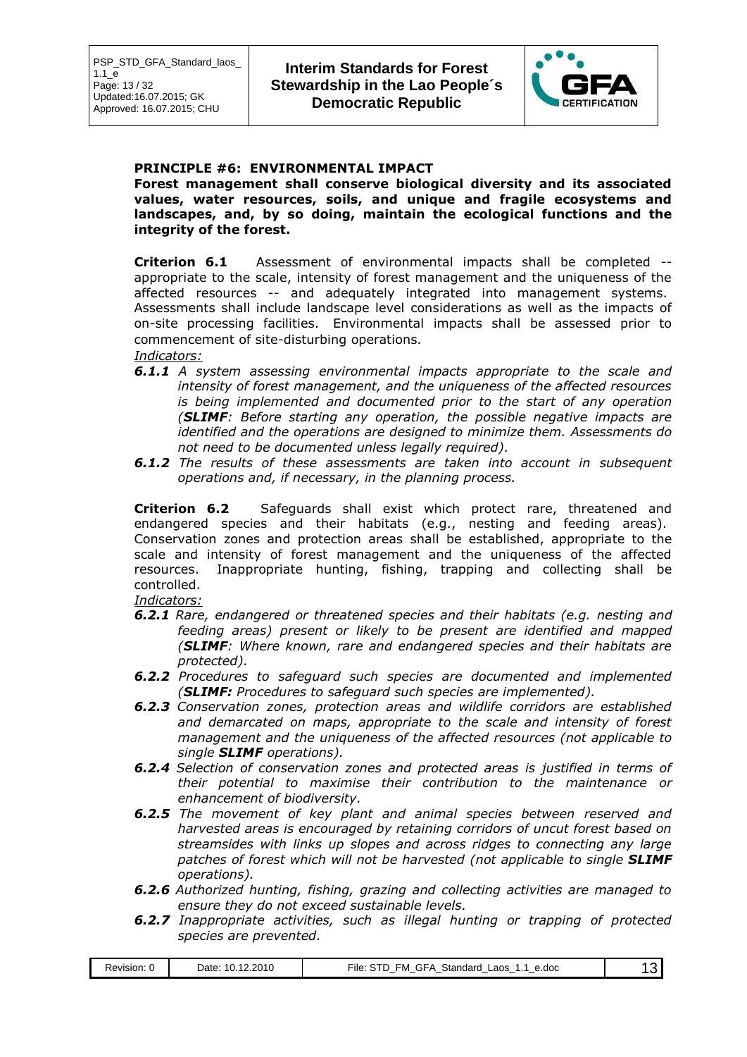**PRINCIPLE #6: ENVIRONMENTAL IMPACT**

**Forest management shall conserve biological diversity and its associated values, water resources, soils, and unique and fragile ecosystems and landscapes, and, by so doing, maintain the ecological functions and the integrity of the forest.**

**Criterion 6.1** Assessment of environmental impacts shall be completed -- appropriate to the scale, intensity of forest management and the uniqueness of the affected resources -- and adequately integrated into management systems. Assessments shall include landscape level considerations as well as the impacts of on-site processing facilities. Environmental impacts shall be assessed prior to commencement of site-disturbing operations.

*Indicators:*

- ***6.1.1*** *A system assessing environmental impacts appropriate to the scale and intensity of forest management, and the uniqueness of the affected resources is being implemented and documented prior to the start of any operation (**SLIMF**: Before starting any operation, the possible negative impacts are identified and the operations are designed to minimize them. Assessments do not need to be documented unless legally required).*
- ***6.1.2*** *The results of these assessments are taken into account in subsequent operations and, if necessary, in the planning process.*

**Criterion 6.2** Safeguards shall exist which protect rare, threatened and endangered species and their habitats (e.g., nesting and feeding areas). Conservation zones and protection areas shall be established, appropriate to the scale and intensity of forest management and the uniqueness of the affected resources. Inappropriate hunting, fishing, trapping and collecting shall be controlled.

*Indicators:*

- ***6.2.1*** *Rare, endangered or threatened species and their habitats (e.g. nesting and feeding areas) present or likely to be present are identified and mapped (**SLIMF**: Where known, rare and endangered species and their habitats are protected).*
- ***6.2.2*** *Procedures to safeguard such species are documented and implemented (**SLIMF:** Procedures to safeguard such species are implemented).*
- ***6.2.3*** *Conservation zones, protection areas and wildlife corridors are established and demarcated on maps, appropriate to the scale and intensity of forest management and the uniqueness of the affected resources (not applicable to single **SLIMF** operations).*
- ***6.2.4*** *Selection of conservation zones and protected areas is justified in terms of their potential to maximise their contribution to the maintenance or enhancement of biodiversity.*
- ***6.2.5*** *The movement of key plant and animal species between reserved and harvested areas is encouraged by retaining corridors of uncut forest based on streamsides with links up slopes and across ridges to connecting any large patches of forest which will not be harvested (not applicable to single **SLIMF** operations).*
- ***6.2.6*** *Authorized hunting, fishing, grazing and collecting activities are managed to ensure they do not exceed sustainable levels.*
- ***6.2.7*** *Inappropriate activities, such as illegal hunting or trapping of protected species are prevented.*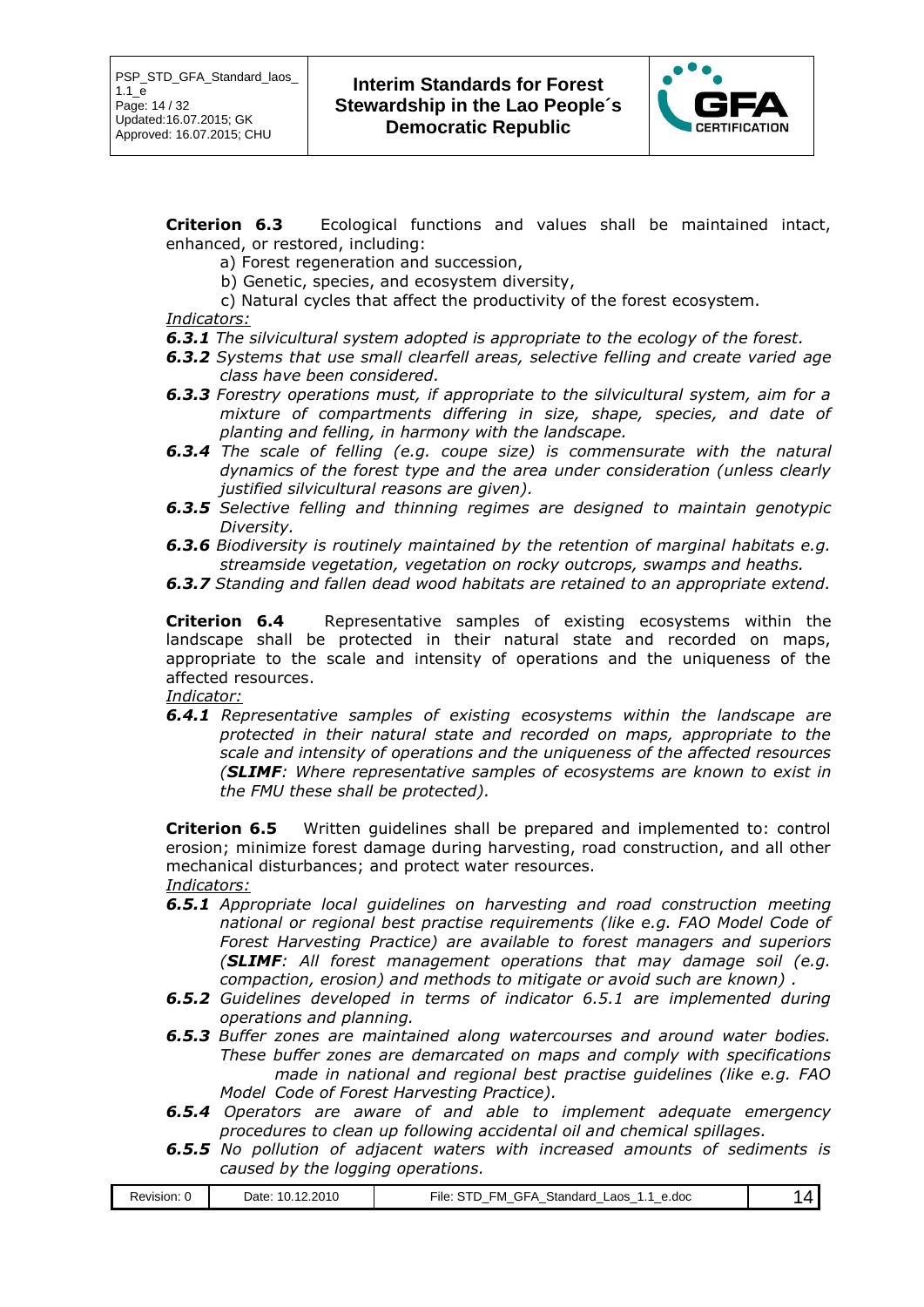**Criterion 6.3** Ecological functions and values shall be maintained intact, enhanced, or restored, including:

a) Forest regeneration and succession,
b) Genetic, species, and ecosystem diversity,
c) Natural cycles that affect the productivity of the forest ecosystem.

*Indicators:*

***6.3.1*** *The silvicultural system adopted is appropriate to the ecology of the forest.*

***6.3.2*** *Systems that use small clearfell areas, selective felling and create varied age class have been considered.*

***6.3.3*** *Forestry operations must, if appropriate to the silvicultural system, aim for a mixture of compartments differing in size, shape, species, and date of planting and felling, in harmony with the landscape.*

***6.3.4*** *The scale of felling (e.g. coupe size) is commensurate with the natural dynamics of the forest type and the area under consideration (unless clearly justified silvicultural reasons are given).*

***6.3.5*** *Selective felling and thinning regimes are designed to maintain genotypic Diversity.*

***6.3.6*** *Biodiversity is routinely maintained by the retention of marginal habitats e.g. streamside vegetation, vegetation on rocky outcrops, swamps and heaths.*

***6.3.7*** *Standing and fallen dead wood habitats are retained to an appropriate extend.*

**Criterion 6.4** Representative samples of existing ecosystems within the landscape shall be protected in their natural state and recorded on maps, appropriate to the scale and intensity of operations and the uniqueness of the affected resources.

*Indicator:*

***6.4.1*** *Representative samples of existing ecosystems within the landscape are protected in their natural state and recorded on maps, appropriate to the scale and intensity of operations and the uniqueness of the affected resources (**SLIMF**: Where representative samples of ecosystems are known to exist in the FMU these shall be protected).*

**Criterion 6.5** Written guidelines shall be prepared and implemented to: control erosion; minimize forest damage during harvesting, road construction, and all other mechanical disturbances; and protect water resources.

*Indicators:*

***6.5.1*** *Appropriate local guidelines on harvesting and road construction meeting national or regional best practise requirements (like e.g. FAO Model Code of Forest Harvesting Practice) are available to forest managers and superiors (**SLIMF**: All forest management operations that may damage soil (e.g. compaction, erosion) and methods to mitigate or avoid such are known) .*

***6.5.2*** *Guidelines developed in terms of indicator 6.5.1 are implemented during operations and planning.*

***6.5.3*** *Buffer zones are maintained along watercourses and around water bodies. These buffer zones are demarcated on maps and comply with specifications made in national and regional best practise guidelines (like e.g. FAO Model Code of Forest Harvesting Practice).*

***6.5.4*** *Operators are aware of and able to implement adequate emergency procedures to clean up following accidental oil and chemical spillages.*

***6.5.5*** *No pollution of adjacent waters with increased amounts of sediments is caused by the logging operations.*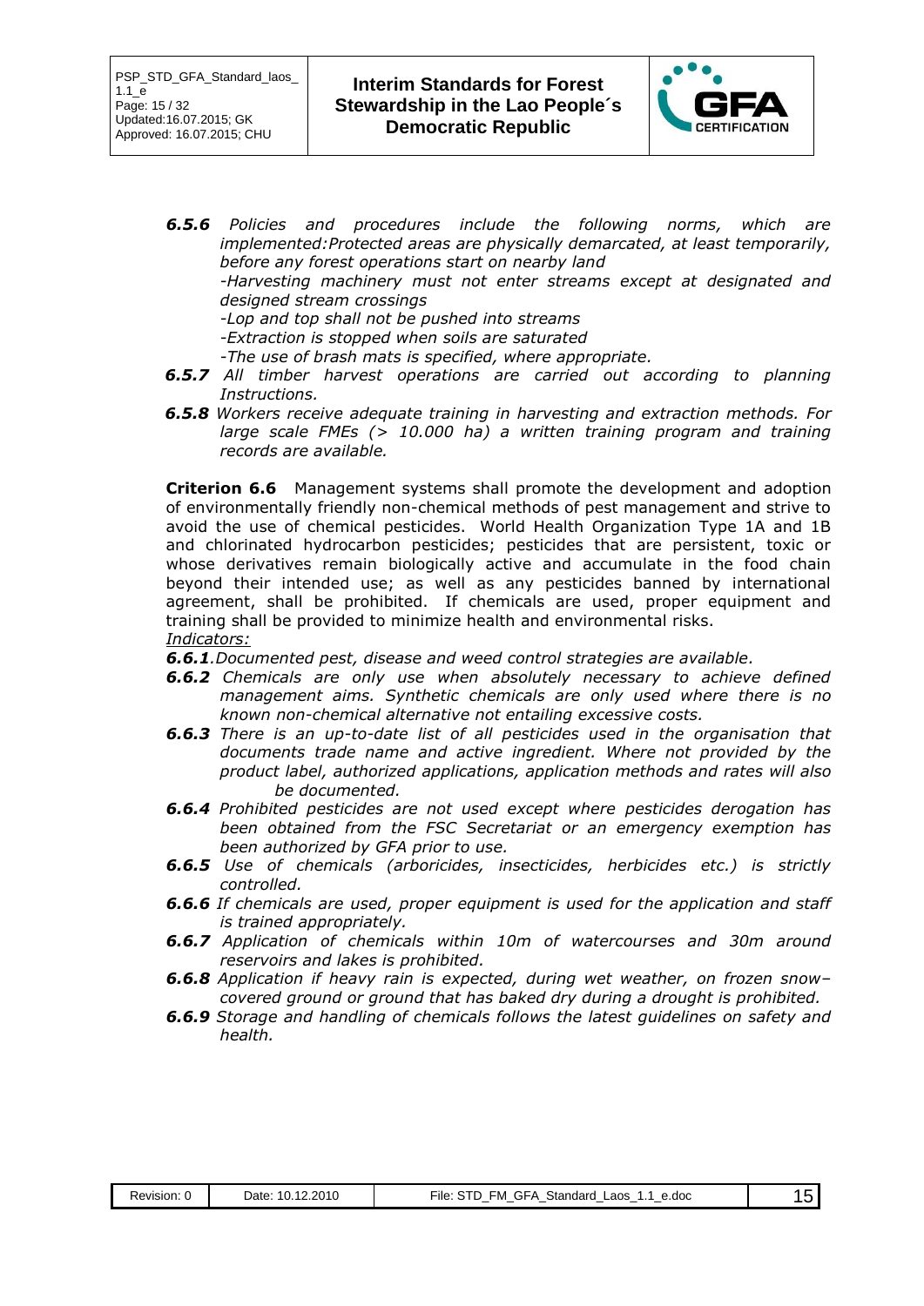***6.5.6*** *Policies and procedures include the following norms, which are implemented:Protected areas are physically demarcated, at least temporarily, before any forest operations start on nearby land*
*-Harvesting machinery must not enter streams except at designated and designed stream crossings*
*-Lop and top shall not be pushed into streams*
*-Extraction is stopped when soils are saturated*
*-The use of brash mats is specified, where appropriate.*

***6.5.7*** *All timber harvest operations are carried out according to planning Instructions.*

***6.5.8*** *Workers receive adequate training in harvesting and extraction methods. For large scale FMEs (> 10.000 ha) a written training program and training records are available.*

**Criterion 6.6** Management systems shall promote the development and adoption of environmentally friendly non-chemical methods of pest management and strive to avoid the use of chemical pesticides. World Health Organization Type 1A and 1B and chlorinated hydrocarbon pesticides; pesticides that are persistent, toxic or whose derivatives remain biologically active and accumulate in the food chain beyond their intended use; as well as any pesticides banned by international agreement, shall be prohibited. If chemicals are used, proper equipment and training shall be provided to minimize health and environmental risks.

*Indicators:*

***6.6.1***.*Documented pest, disease and weed control strategies are available.*

***6.6.2*** *Chemicals are only use when absolutely necessary to achieve defined management aims. Synthetic chemicals are only used where there is no known non-chemical alternative not entailing excessive costs.*

***6.6.3*** *There is an up-to-date list of all pesticides used in the organisation that documents trade name and active ingredient. Where not provided by the product label, authorized applications, application methods and rates will also be documented.*

***6.6.4*** *Prohibited pesticides are not used except where pesticides derogation has been obtained from the FSC Secretariat or an emergency exemption has been authorized by GFA prior to use.*

***6.6.5*** *Use of chemicals (arboricides, insecticides, herbicides etc.) is strictly controlled.*

***6.6.6*** *If chemicals are used, proper equipment is used for the application and staff is trained appropriately.*

***6.6.7*** *Application of chemicals within 10m of watercourses and 30m around reservoirs and lakes is prohibited.*

***6.6.8*** *Application if heavy rain is expected, during wet weather, on frozen snow–covered ground or ground that has baked dry during a drought is prohibited.*

***6.6.9*** *Storage and handling of chemicals follows the latest guidelines on safety and health.*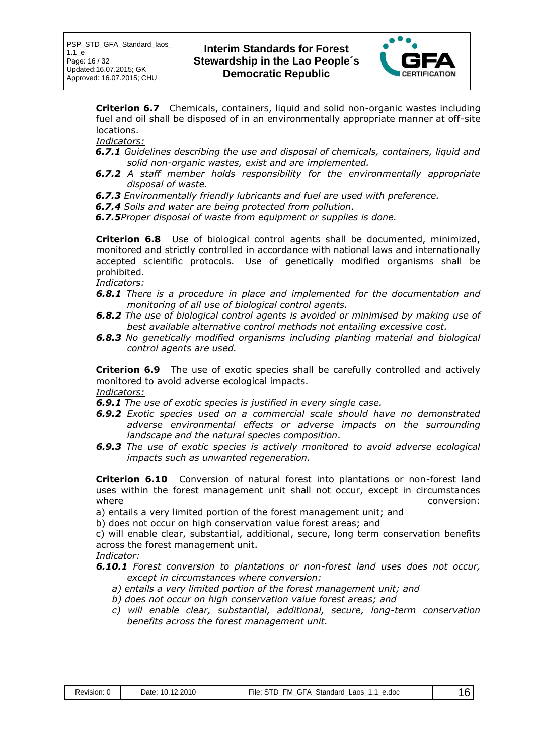**Criterion 6.7** Chemicals, containers, liquid and solid non-organic wastes including fuel and oil shall be disposed of in an environmentally appropriate manner at off-site locations.

*Indicators:*

***6.7.1*** *Guidelines describing the use and disposal of chemicals, containers, liquid and solid non-organic wastes, exist and are implemented.*

***6.7.2*** *A staff member holds responsibility for the environmentally appropriate disposal of waste.*

***6.7.3*** *Environmentally friendly lubricants and fuel are used with preference.*

***6.7.4*** *Soils and water are being protected from pollution.*

***6.7.5****Proper disposal of waste from equipment or supplies is done.*

**Criterion 6.8** Use of biological control agents shall be documented, minimized, monitored and strictly controlled in accordance with national laws and internationally accepted scientific protocols. Use of genetically modified organisms shall be prohibited.

*Indicators:*

***6.8.1*** *There is a procedure in place and implemented for the documentation and monitoring of all use of biological control agents.*

***6.8.2*** *The use of biological control agents is avoided or minimised by making use of best available alternative control methods not entailing excessive cost.*

***6.8.3*** *No genetically modified organisms including planting material and biological control agents are used.*

**Criterion 6.9** The use of exotic species shall be carefully controlled and actively monitored to avoid adverse ecological impacts.

*Indicators:*

***6.9.1*** *The use of exotic species is justified in every single case.*

***6.9.2*** *Exotic species used on a commercial scale should have no demonstrated adverse environmental effects or adverse impacts on the surrounding landscape and the natural species composition.*

***6.9.3*** *The use of exotic species is actively monitored to avoid adverse ecological impacts such as unwanted regeneration.*

**Criterion 6.10** Conversion of natural forest into plantations or non-forest land uses within the forest management unit shall not occur, except in circumstances where conversion:

a) entails a very limited portion of the forest management unit; and

b) does not occur on high conservation value forest areas; and

c) will enable clear, substantial, additional, secure, long term conservation benefits across the forest management unit.

*Indicator:*

***6.10.1*** *Forest conversion to plantations or non-forest land uses does not occur, except in circumstances where conversion:*

*a) entails a very limited portion of the forest management unit; and*

*b) does not occur on high conservation value forest areas; and*

*c) will enable clear, substantial, additional, secure, long-term conservation benefits across the forest management unit.*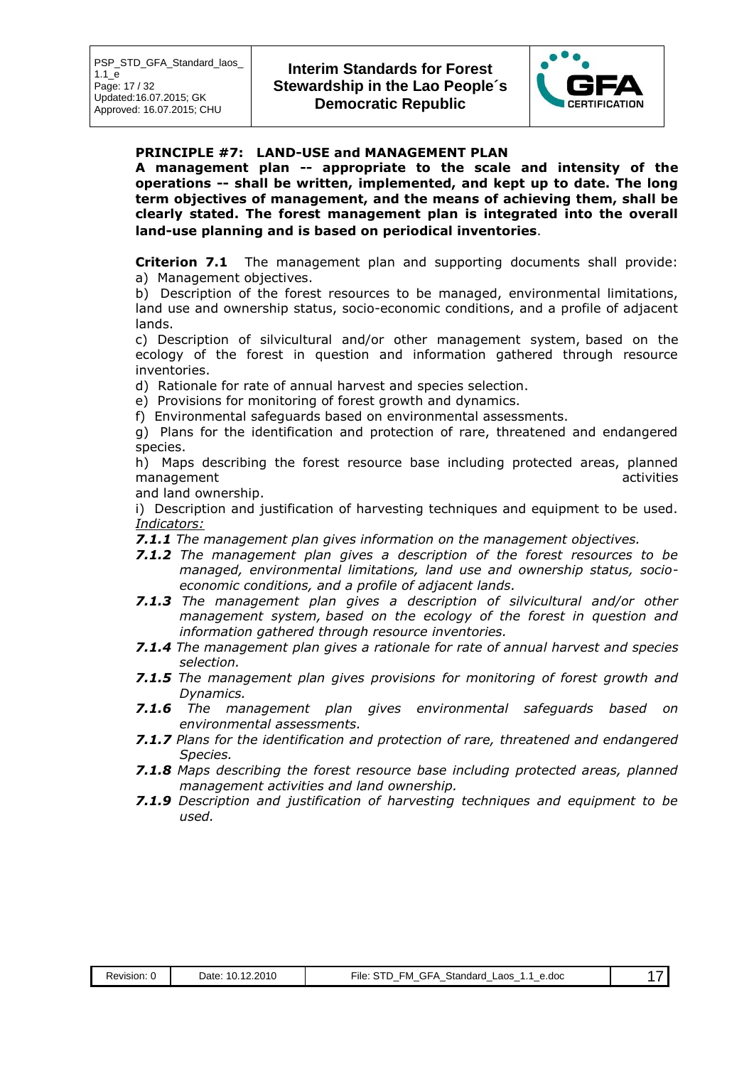**PRINCIPLE #7: LAND-USE and MANAGEMENT PLAN**

**A management plan -- appropriate to the scale and intensity of the operations -- shall be written, implemented, and kept up to date. The long term objectives of management, and the means of achieving them, shall be clearly stated. The forest management plan is integrated into the overall land-use planning and is based on periodical inventories**.

**Criterion 7.1** The management plan and supporting documents shall provide:

a) Management objectives.

b) Description of the forest resources to be managed, environmental limitations, land use and ownership status, socio-economic conditions, and a profile of adjacent lands.

c) Description of silvicultural and/or other management system, based on the ecology of the forest in question and information gathered through resource inventories.

d) Rationale for rate of annual harvest and species selection.

e) Provisions for monitoring of forest growth and dynamics.

f) Environmental safeguards based on environmental assessments.

g) Plans for the identification and protection of rare, threatened and endangered species.

h) Maps describing the forest resource base including protected areas, planned management activities and land ownership.

i) Description and justification of harvesting techniques and equipment to be used.

*Indicators:*

- ***7.1.1*** *The management plan gives information on the management objectives.*
- ***7.1.2*** *The management plan gives a description of the forest resources to be managed, environmental limitations, land use and ownership status, socio-economic conditions, and a profile of adjacent lands.*
- ***7.1.3*** *The management plan gives a description of silvicultural and/or other management system, based on the ecology of the forest in question and information gathered through resource inventories.*
- ***7.1.4*** *The management plan gives a rationale for rate of annual harvest and species selection.*
- ***7.1.5*** *The management plan gives provisions for monitoring of forest growth and Dynamics.*
- ***7.1.6*** *The management plan gives environmental safeguards based on environmental assessments.*
- ***7.1.7*** *Plans for the identification and protection of rare, threatened and endangered Species.*
- ***7.1.8*** *Maps describing the forest resource base including protected areas, planned management activities and land ownership.*
- ***7.1.9*** *Description and justification of harvesting techniques and equipment to be used.*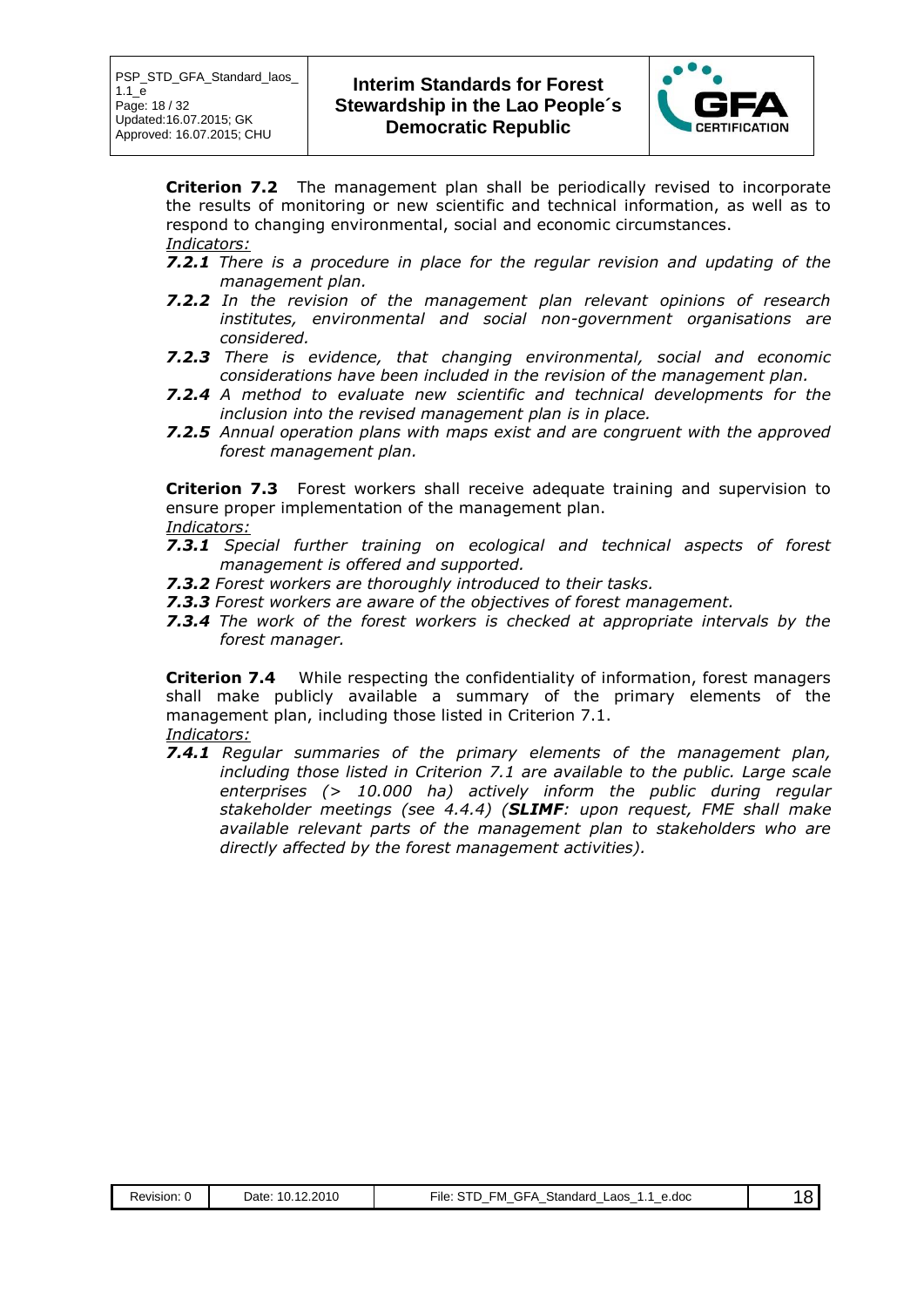**Criterion 7.2** The management plan shall be periodically revised to incorporate the results of monitoring or new scientific and technical information, as well as to respond to changing environmental, social and economic circumstances.
*Indicators:*

***7.2.1*** *There is a procedure in place for the regular revision and updating of the management plan.*

***7.2.2*** *In the revision of the management plan relevant opinions of research institutes, environmental and social non-government organisations are considered.*

***7.2.3*** *There is evidence, that changing environmental, social and economic considerations have been included in the revision of the management plan.*

***7.2.4*** *A method to evaluate new scientific and technical developments for the inclusion into the revised management plan is in place.*

***7.2.5*** *Annual operation plans with maps exist and are congruent with the approved forest management plan.*

**Criterion 7.3** Forest workers shall receive adequate training and supervision to ensure proper implementation of the management plan.
*Indicators:*

***7.3.1*** *Special further training on ecological and technical aspects of forest management is offered and supported.*

***7.3.2*** *Forest workers are thoroughly introduced to their tasks.*

***7.3.3*** *Forest workers are aware of the objectives of forest management.*

***7.3.4*** *The work of the forest workers is checked at appropriate intervals by the forest manager.*

**Criterion 7.4** While respecting the confidentiality of information, forest managers shall make publicly available a summary of the primary elements of the management plan, including those listed in Criterion 7.1.
*Indicators:*

***7.4.1*** *Regular summaries of the primary elements of the management plan, including those listed in Criterion 7.1 are available to the public. Large scale enterprises (> 10.000 ha) actively inform the public during regular stakeholder meetings (see 4.4.4) (**SLIMF**: upon request, FME shall make available relevant parts of the management plan to stakeholders who are directly affected by the forest management activities).*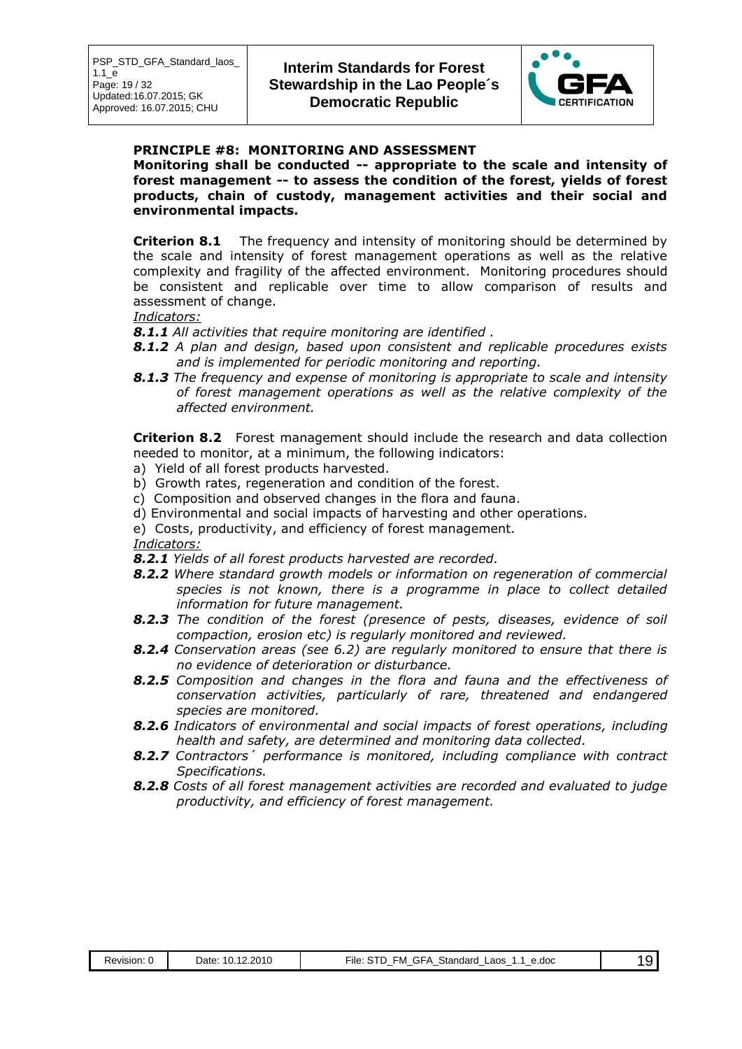### PRINCIPLE #8: MONITORING AND ASSESSMENT

**Monitoring shall be conducted -- appropriate to the scale and intensity of forest management -- to assess the condition of the forest, yields of forest products, chain of custody, management activities and their social and environmental impacts.**

**Criterion 8.1** The frequency and intensity of monitoring should be determined by the scale and intensity of forest management operations as well as the relative complexity and fragility of the affected environment. Monitoring procedures should be consistent and replicable over time to allow comparison of results and assessment of change.

*Indicators:*

***8.1.1*** *All activities that require monitoring are identified .*

***8.1.2*** *A plan and design, based upon consistent and replicable procedures exists and is implemented for periodic monitoring and reporting.*

***8.1.3*** *The frequency and expense of monitoring is appropriate to scale and intensity of forest management operations as well as the relative complexity of the affected environment.*

**Criterion 8.2** Forest management should include the research and data collection needed to monitor, at a minimum, the following indicators:

a) Yield of all forest products harvested.
b) Growth rates, regeneration and condition of the forest.
c) Composition and observed changes in the flora and fauna.
d) Environmental and social impacts of harvesting and other operations.
e) Costs, productivity, and efficiency of forest management.

*Indicators:*

***8.2.1*** *Yields of all forest products harvested are recorded.*

***8.2.2*** *Where standard growth models or information on regeneration of commercial species is not known, there is a programme in place to collect detailed information for future management.*

***8.2.3*** *The condition of the forest (presence of pests, diseases, evidence of soil compaction, erosion etc) is regularly monitored and reviewed.*

***8.2.4*** *Conservation areas (see 6.2) are regularly monitored to ensure that there is no evidence of deterioration or disturbance.*

***8.2.5*** *Composition and changes in the flora and fauna and the effectiveness of conservation activities, particularly of rare, threatened and endangered species are monitored.*

***8.2.6*** *Indicators of environmental and social impacts of forest operations, including health and safety, are determined and monitoring data collected.*

***8.2.7*** *Contractors´ performance is monitored, including compliance with contract Specifications.*

***8.2.8*** *Costs of all forest management activities are recorded and evaluated to judge productivity, and efficiency of forest management.*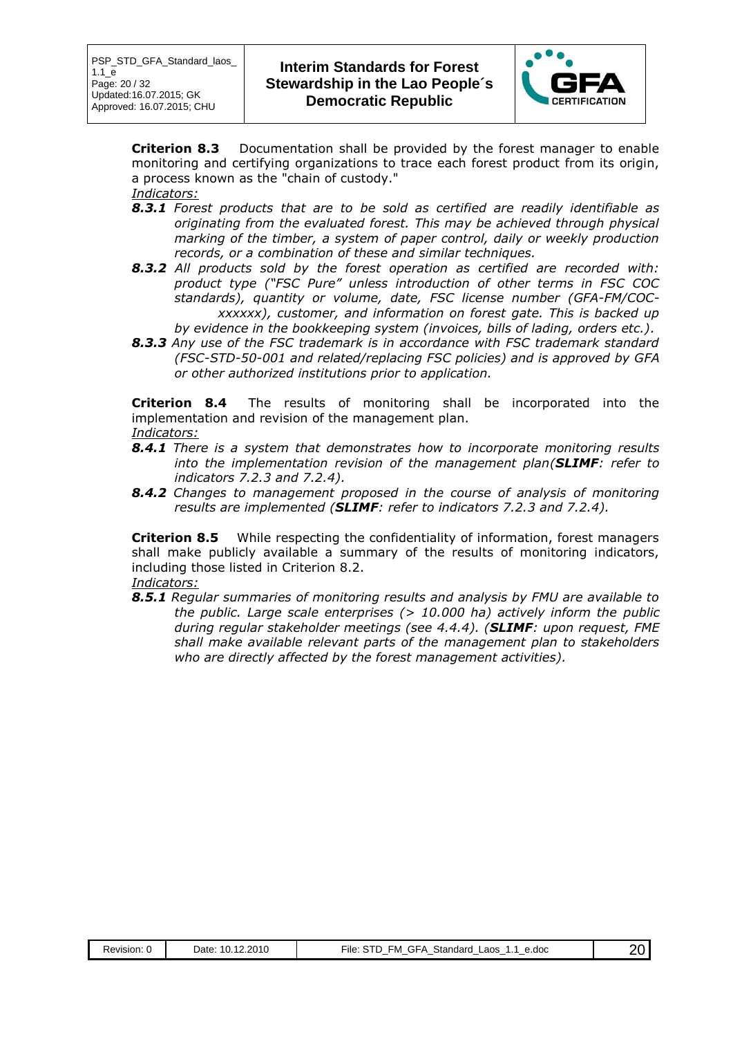**Criterion 8.3** Documentation shall be provided by the forest manager to enable monitoring and certifying organizations to trace each forest product from its origin, a process known as the "chain of custody."

*Indicators:*

***8.3.1*** *Forest products that are to be sold as certified are readily identifiable as originating from the evaluated forest. This may be achieved through physical marking of the timber, a system of paper control, daily or weekly production records, or a combination of these and similar techniques.*

***8.3.2*** *All products sold by the forest operation as certified are recorded with: product type ("FSC Pure" unless introduction of other terms in FSC COC standards), quantity or volume, date, FSC license number (GFA-FM/COC-xxxxxx), customer, and information on forest gate. This is backed up by evidence in the bookkeeping system (invoices, bills of lading, orders etc.).*

***8.3.3*** *Any use of the FSC trademark is in accordance with FSC trademark standard (FSC-STD-50-001 and related/replacing FSC policies) and is approved by GFA or other authorized institutions prior to application.*

**Criterion 8.4** The results of monitoring shall be incorporated into the implementation and revision of the management plan.

*Indicators:*

***8.4.1*** *There is a system that demonstrates how to incorporate monitoring results into the implementation revision of the management plan(**SLIMF**: refer to indicators 7.2.3 and 7.2.4).*

***8.4.2*** *Changes to management proposed in the course of analysis of monitoring results are implemented (**SLIMF**: refer to indicators 7.2.3 and 7.2.4).*

**Criterion 8.5** While respecting the confidentiality of information, forest managers shall make publicly available a summary of the results of monitoring indicators, including those listed in Criterion 8.2.

*Indicators:*

***8.5.1*** *Regular summaries of monitoring results and analysis by FMU are available to the public. Large scale enterprises (> 10.000 ha) actively inform the public during regular stakeholder meetings (see 4.4.4). (**SLIMF**: upon request, FME shall make available relevant parts of the management plan to stakeholders who are directly affected by the forest management activities).*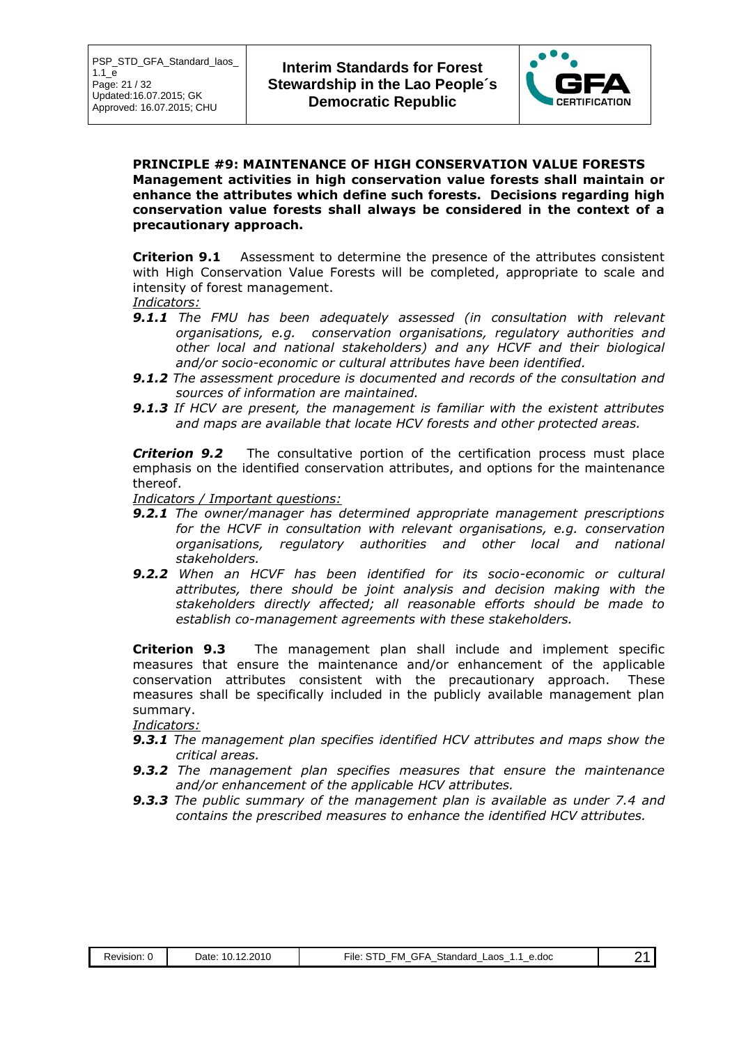**PRINCIPLE #9: MAINTENANCE OF HIGH CONSERVATION VALUE FORESTS**
**Management activities in high conservation value forests shall maintain or enhance the attributes which define such forests. Decisions regarding high conservation value forests shall always be considered in the context of a precautionary approach.**

**Criterion 9.1** Assessment to determine the presence of the attributes consistent with High Conservation Value Forests will be completed, appropriate to scale and intensity of forest management.

*Indicators:*

- ***9.1.1*** *The FMU has been adequately assessed (in consultation with relevant organisations, e.g. conservation organisations, regulatory authorities and other local and national stakeholders) and any HCVF and their biological and/or socio-economic or cultural attributes have been identified.*
- ***9.1.2*** *The assessment procedure is documented and records of the consultation and sources of information are maintained.*
- ***9.1.3*** *If HCV are present, the management is familiar with the existent attributes and maps are available that locate HCV forests and other protected areas.*

***Criterion 9.2*** The consultative portion of the certification process must place emphasis on the identified conservation attributes, and options for the maintenance thereof.

*Indicators / Important questions:*

- ***9.2.1*** *The owner/manager has determined appropriate management prescriptions for the HCVF in consultation with relevant organisations, e.g. conservation organisations, regulatory authorities and other local and national stakeholders.*
- ***9.2.2*** *When an HCVF has been identified for its socio-economic or cultural attributes, there should be joint analysis and decision making with the stakeholders directly affected; all reasonable efforts should be made to establish co-management agreements with these stakeholders.*

**Criterion 9.3** The management plan shall include and implement specific measures that ensure the maintenance and/or enhancement of the applicable conservation attributes consistent with the precautionary approach. These measures shall be specifically included in the publicly available management plan summary.

*Indicators:*

- ***9.3.1*** *The management plan specifies identified HCV attributes and maps show the critical areas.*
- ***9.3.2*** *The management plan specifies measures that ensure the maintenance and/or enhancement of the applicable HCV attributes.*
- ***9.3.3*** *The public summary of the management plan is available as under 7.4 and contains the prescribed measures to enhance the identified HCV attributes.*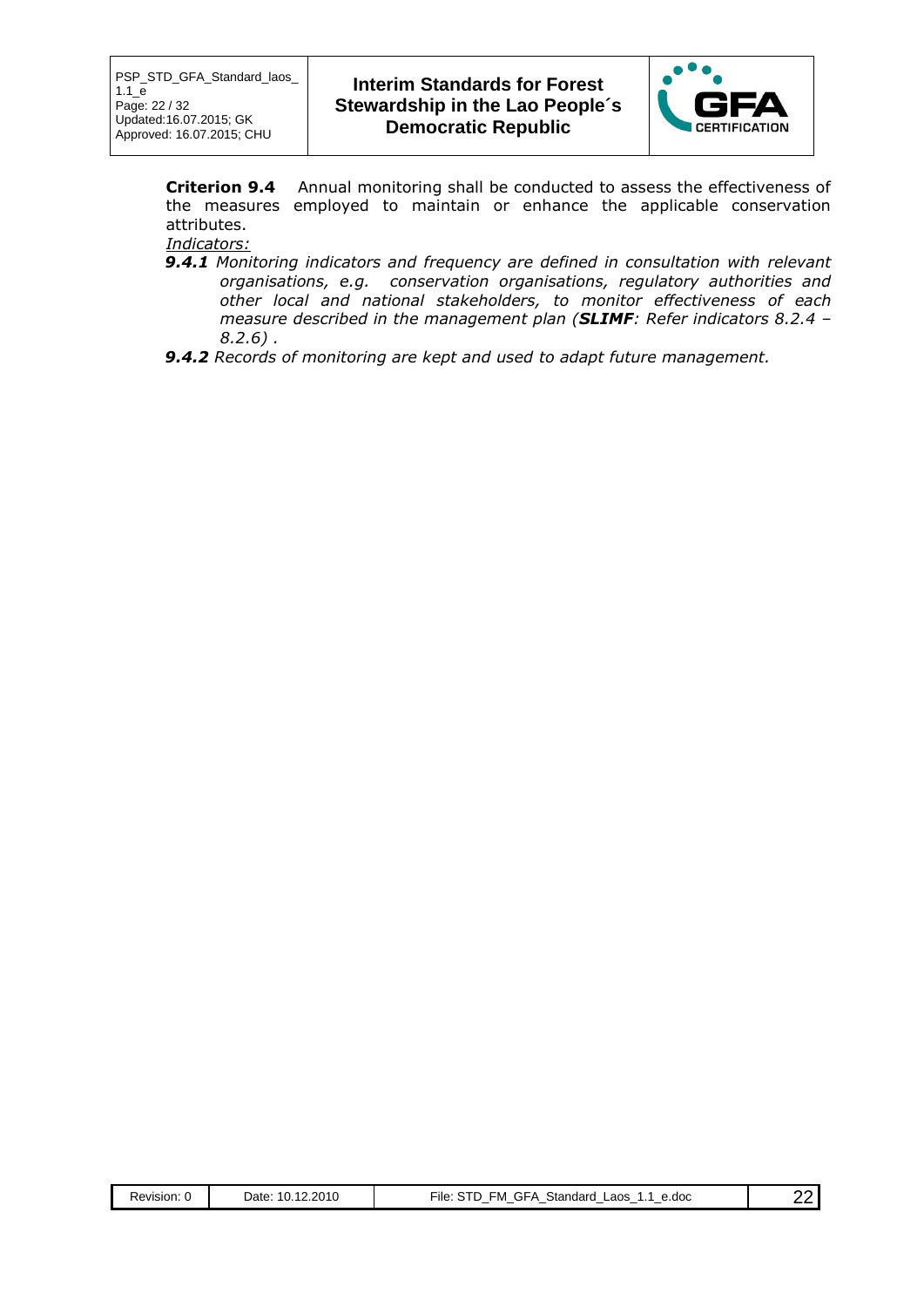**Criterion 9.4** Annual monitoring shall be conducted to assess the effectiveness of the measures employed to maintain or enhance the applicable conservation attributes.

*Indicators:*

***9.4.1*** *Monitoring indicators and frequency are defined in consultation with relevant organisations, e.g. conservation organisations, regulatory authorities and other local and national stakeholders, to monitor effectiveness of each measure described in the management plan (**SLIMF**: Refer indicators 8.2.4 – 8.2.6) .*

***9.4.2*** *Records of monitoring are kept and used to adapt future management.*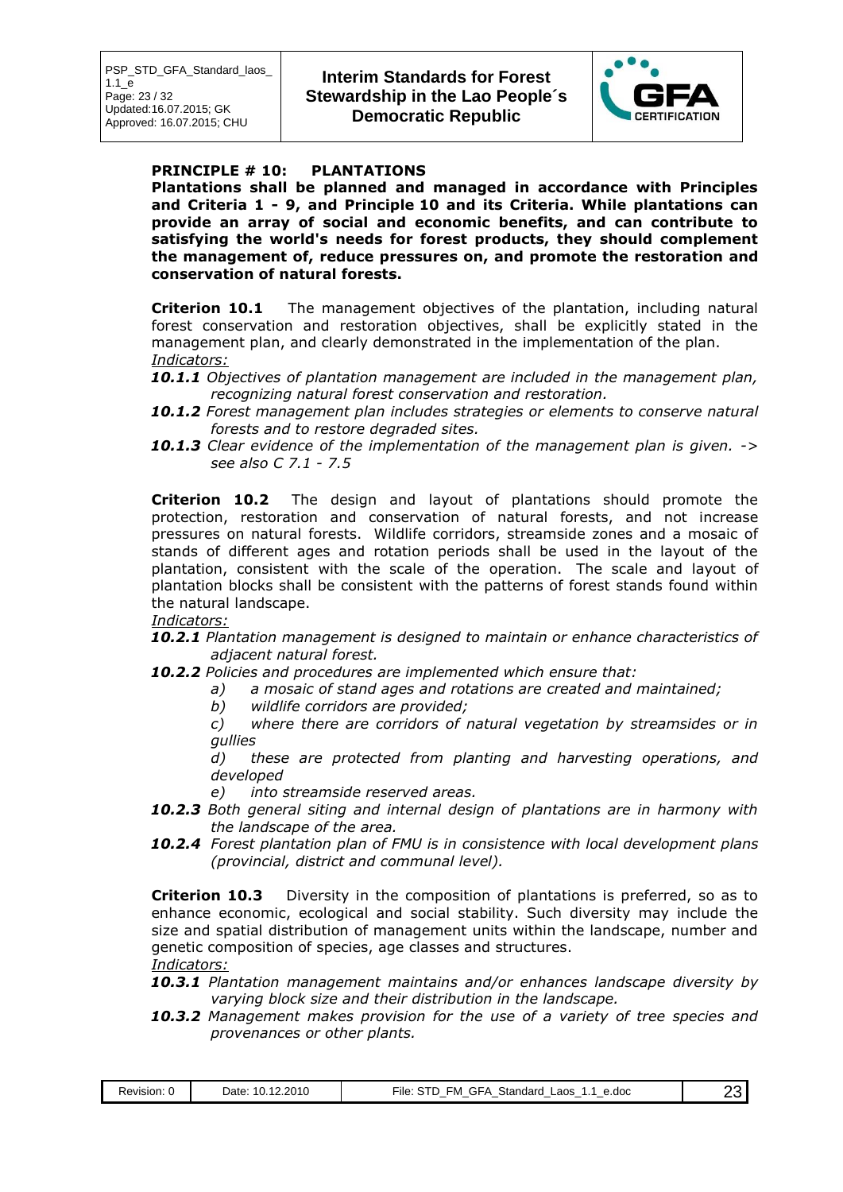## PRINCIPLE # 10: PLANTATIONS

**Plantations shall be planned and managed in accordance with Principles and Criteria 1 - 9, and Principle 10 and its Criteria. While plantations can provide an array of social and economic benefits, and can contribute to satisfying the world's needs for forest products, they should complement the management of, reduce pressures on, and promote the restoration and conservation of natural forests.**

**Criterion 10.1** The management objectives of the plantation, including natural forest conservation and restoration objectives, shall be explicitly stated in the management plan, and clearly demonstrated in the implementation of the plan.

*Indicators:*

***10.1.1*** *Objectives of plantation management are included in the management plan, recognizing natural forest conservation and restoration.*

***10.1.2*** *Forest management plan includes strategies or elements to conserve natural forests and to restore degraded sites.*

***10.1.3*** *Clear evidence of the implementation of the management plan is given. -> see also C 7.1 - 7.5*

**Criterion 10.2** The design and layout of plantations should promote the protection, restoration and conservation of natural forests, and not increase pressures on natural forests. Wildlife corridors, streamside zones and a mosaic of stands of different ages and rotation periods shall be used in the layout of the plantation, consistent with the scale of the operation. The scale and layout of plantation blocks shall be consistent with the patterns of forest stands found within the natural landscape.

*Indicators:*

***10.2.1*** *Plantation management is designed to maintain or enhance characteristics of adjacent natural forest.*

***10.2.2*** *Policies and procedures are implemented which ensure that:*

*a) a mosaic of stand ages and rotations are created and maintained;*

*b) wildlife corridors are provided;*

*c) where there are corridors of natural vegetation by streamsides or in gullies*

*d) these are protected from planting and harvesting operations, and developed*

*e) into streamside reserved areas.*

***10.2.3*** *Both general siting and internal design of plantations are in harmony with the landscape of the area.*

***10.2.4*** *Forest plantation plan of FMU is in consistence with local development plans (provincial, district and communal level).*

**Criterion 10.3** Diversity in the composition of plantations is preferred, so as to enhance economic, ecological and social stability. Such diversity may include the size and spatial distribution of management units within the landscape, number and genetic composition of species, age classes and structures.

*Indicators:*

***10.3.1*** *Plantation management maintains and/or enhances landscape diversity by varying block size and their distribution in the landscape.*

***10.3.2*** *Management makes provision for the use of a variety of tree species and provenances or other plants.*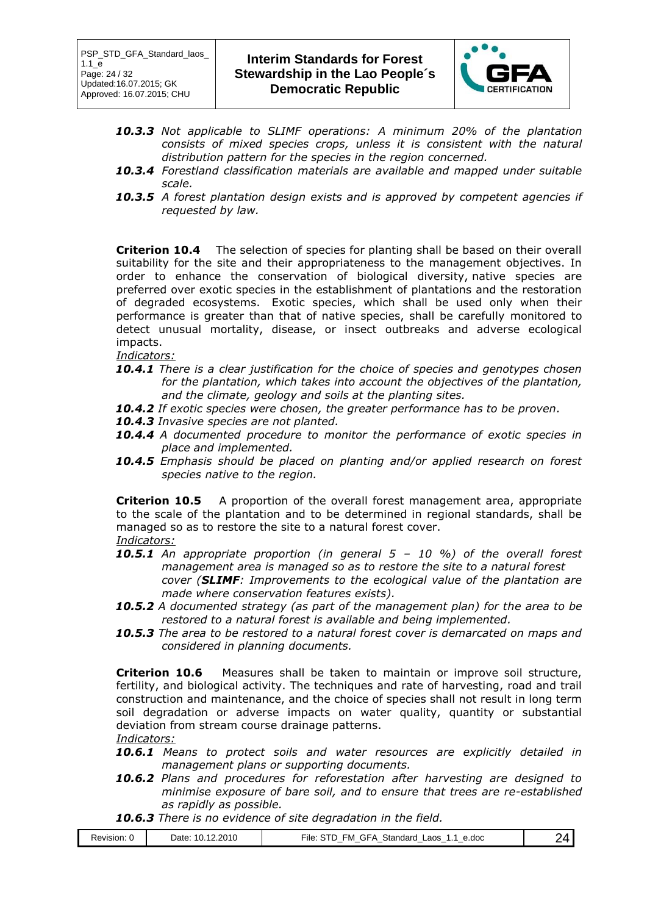***10.3.3*** *Not applicable to SLIMF operations: A minimum 20% of the plantation consists of mixed species crops, unless it is consistent with the natural distribution pattern for the species in the region concerned.*

***10.3.4*** *Forestland classification materials are available and mapped under suitable scale.*

***10.3.5*** *A forest plantation design exists and is approved by competent agencies if requested by law.*

**Criterion 10.4** The selection of species for planting shall be based on their overall suitability for the site and their appropriateness to the management objectives. In order to enhance the conservation of biological diversity, native species are preferred over exotic species in the establishment of plantations and the restoration of degraded ecosystems. Exotic species, which shall be used only when their performance is greater than that of native species, shall be carefully monitored to detect unusual mortality, disease, or insect outbreaks and adverse ecological impacts.

*Indicators:*

***10.4.1*** *There is a clear justification for the choice of species and genotypes chosen for the plantation, which takes into account the objectives of the plantation, and the climate, geology and soils at the planting sites.*

***10.4.2*** *If exotic species were chosen, the greater performance has to be proven.*

***10.4.3*** *Invasive species are not planted.*

***10.4.4*** *A documented procedure to monitor the performance of exotic species in place and implemented.*

***10.4.5*** *Emphasis should be placed on planting and/or applied research on forest species native to the region.*

**Criterion 10.5** A proportion of the overall forest management area, appropriate to the scale of the plantation and to be determined in regional standards, shall be managed so as to restore the site to a natural forest cover.

*Indicators:*

***10.5.1*** *An appropriate proportion (in general 5 – 10 %) of the overall forest management area is managed so as to restore the site to a natural forest cover (**SLIMF**: Improvements to the ecological value of the plantation are made where conservation features exists).*

***10.5.2*** *A documented strategy (as part of the management plan) for the area to be restored to a natural forest is available and being implemented.*

***10.5.3*** *The area to be restored to a natural forest cover is demarcated on maps and considered in planning documents.*

**Criterion 10.6** Measures shall be taken to maintain or improve soil structure, fertility, and biological activity. The techniques and rate of harvesting, road and trail construction and maintenance, and the choice of species shall not result in long term soil degradation or adverse impacts on water quality, quantity or substantial deviation from stream course drainage patterns.

*Indicators:*

***10.6.1*** *Means to protect soils and water resources are explicitly detailed in management plans or supporting documents.*

***10.6.2*** *Plans and procedures for reforestation after harvesting are designed to minimise exposure of bare soil, and to ensure that trees are re-established as rapidly as possible.*

***10.6.3*** *There is no evidence of site degradation in the field.*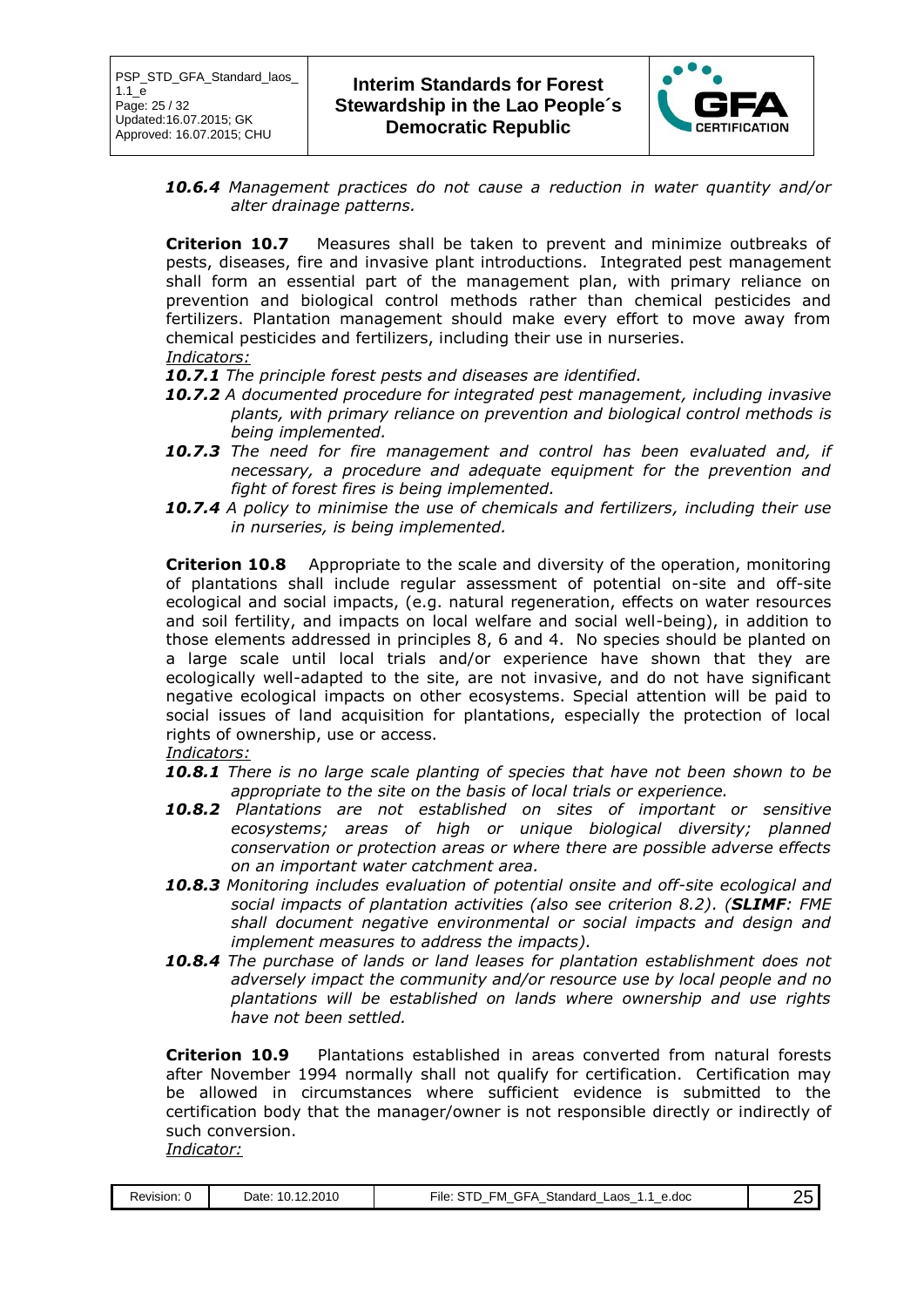***10.6.4*** *Management practices do not cause a reduction in water quantity and/or alter drainage patterns.*

**Criterion 10.7** Measures shall be taken to prevent and minimize outbreaks of pests, diseases, fire and invasive plant introductions. Integrated pest management shall form an essential part of the management plan, with primary reliance on prevention and biological control methods rather than chemical pesticides and fertilizers. Plantation management should make every effort to move away from chemical pesticides and fertilizers, including their use in nurseries.

*Indicators:*

***10.7.1*** *The principle forest pests and diseases are identified.*

***10.7.2*** *A documented procedure for integrated pest management, including invasive plants, with primary reliance on prevention and biological control methods is being implemented.*

***10.7.3*** *The need for fire management and control has been evaluated and, if necessary, a procedure and adequate equipment for the prevention and fight of forest fires is being implemented.*

***10.7.4*** *A policy to minimise the use of chemicals and fertilizers, including their use in nurseries, is being implemented.*

**Criterion 10.8** Appropriate to the scale and diversity of the operation, monitoring of plantations shall include regular assessment of potential on-site and off-site ecological and social impacts, (e.g. natural regeneration, effects on water resources and soil fertility, and impacts on local welfare and social well-being), in addition to those elements addressed in principles 8, 6 and 4. No species should be planted on a large scale until local trials and/or experience have shown that they are ecologically well-adapted to the site, are not invasive, and do not have significant negative ecological impacts on other ecosystems. Special attention will be paid to social issues of land acquisition for plantations, especially the protection of local rights of ownership, use or access.

*Indicators:*

***10.8.1*** *There is no large scale planting of species that have not been shown to be appropriate to the site on the basis of local trials or experience.*

***10.8.2*** *Plantations are not established on sites of important or sensitive ecosystems; areas of high or unique biological diversity; planned conservation or protection areas or where there are possible adverse effects on an important water catchment area.*

***10.8.3*** *Monitoring includes evaluation of potential onsite and off-site ecological and social impacts of plantation activities (also see criterion 8.2). (**SLIMF**: FME shall document negative environmental or social impacts and design and implement measures to address the impacts).*

***10.8.4*** *The purchase of lands or land leases for plantation establishment does not adversely impact the community and/or resource use by local people and no plantations will be established on lands where ownership and use rights have not been settled.*

**Criterion 10.9** Plantations established in areas converted from natural forests after November 1994 normally shall not qualify for certification. Certification may be allowed in circumstances where sufficient evidence is submitted to the certification body that the manager/owner is not responsible directly or indirectly of such conversion.

*Indicator:*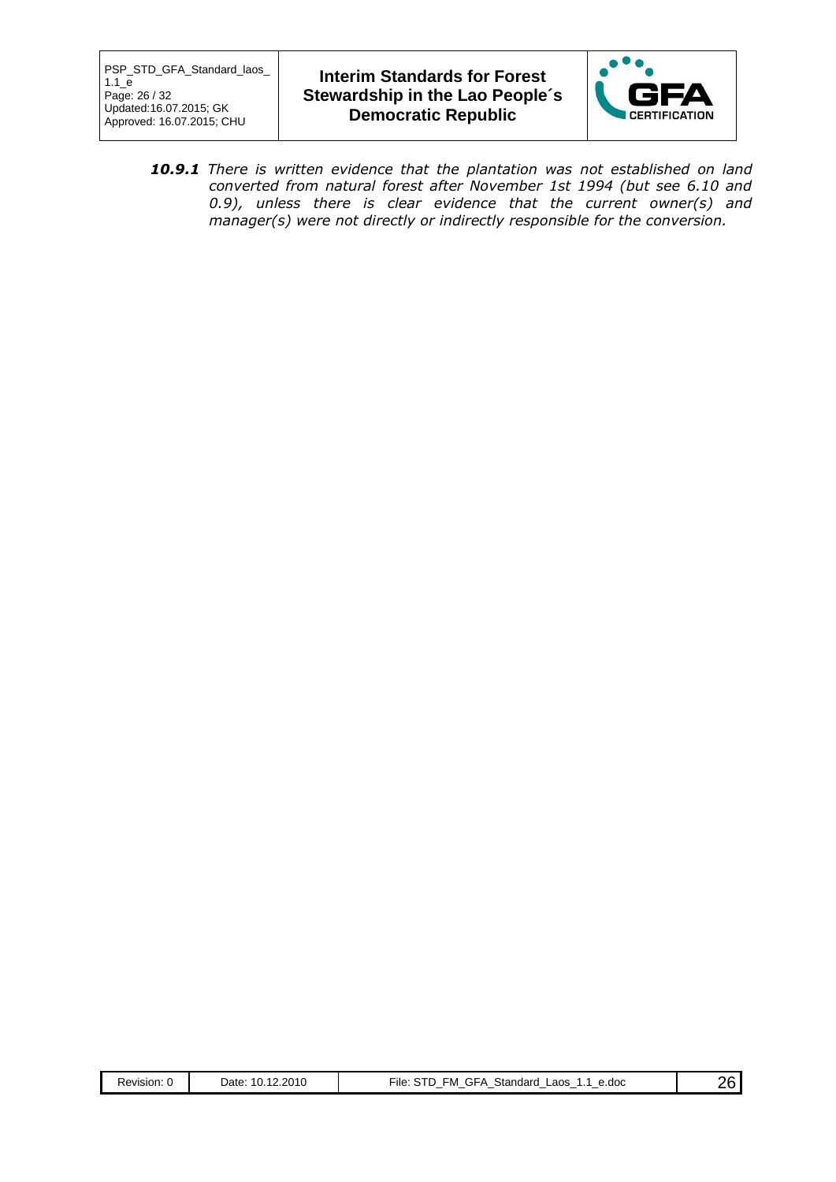***10.9.1*** *There is written evidence that the plantation was not established on land converted from natural forest after November 1st 1994 (but see 6.10 and 0.9), unless there is clear evidence that the current owner(s) and manager(s) were not directly or indirectly responsible for the conversion.*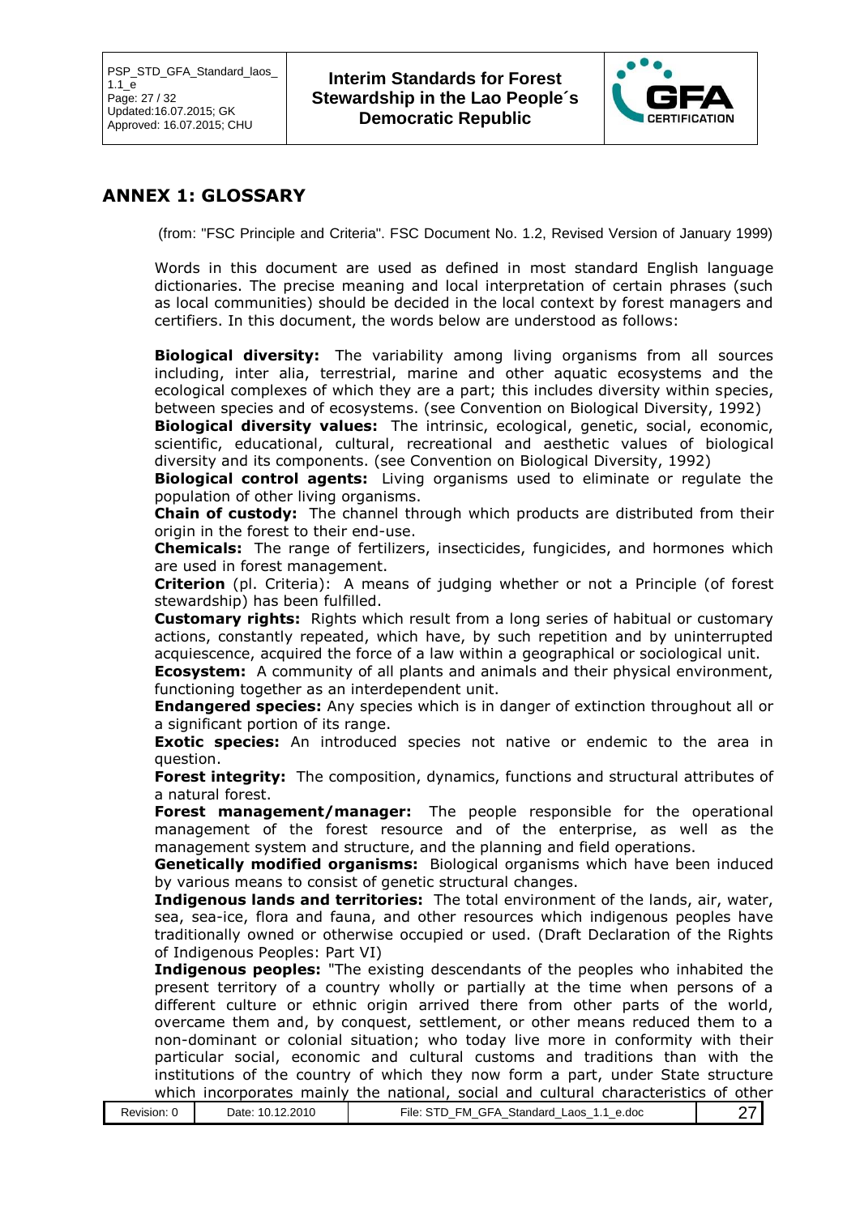## ANNEX 1: GLOSSARY

(from: "FSC Principle and Criteria". FSC Document No. 1.2, Revised Version of January 1999)

Words in this document are used as defined in most standard English language dictionaries. The precise meaning and local interpretation of certain phrases (such as local communities) should be decided in the local context by forest managers and certifiers. In this document, the words below are understood as follows:

**Biological diversity:** The variability among living organisms from all sources including, inter alia, terrestrial, marine and other aquatic ecosystems and the ecological complexes of which they are a part; this includes diversity within species, between species and of ecosystems. (see Convention on Biological Diversity, 1992)

**Biological diversity values:** The intrinsic, ecological, genetic, social, economic, scientific, educational, cultural, recreational and aesthetic values of biological diversity and its components. (see Convention on Biological Diversity, 1992)

**Biological control agents:** Living organisms used to eliminate or regulate the population of other living organisms.

**Chain of custody:** The channel through which products are distributed from their origin in the forest to their end-use.

**Chemicals:** The range of fertilizers, insecticides, fungicides, and hormones which are used in forest management.

**Criterion** (pl. Criteria): A means of judging whether or not a Principle (of forest stewardship) has been fulfilled.

**Customary rights:** Rights which result from a long series of habitual or customary actions, constantly repeated, which have, by such repetition and by uninterrupted acquiescence, acquired the force of a law within a geographical or sociological unit.

**Ecosystem:** A community of all plants and animals and their physical environment, functioning together as an interdependent unit.

**Endangered species:** Any species which is in danger of extinction throughout all or a significant portion of its range.

**Exotic species:** An introduced species not native or endemic to the area in question.

**Forest integrity:** The composition, dynamics, functions and structural attributes of a natural forest.

**Forest management/manager:** The people responsible for the operational management of the forest resource and of the enterprise, as well as the management system and structure, and the planning and field operations.

**Genetically modified organisms:** Biological organisms which have been induced by various means to consist of genetic structural changes.

**Indigenous lands and territories:** The total environment of the lands, air, water, sea, sea-ice, flora and fauna, and other resources which indigenous peoples have traditionally owned or otherwise occupied or used. (Draft Declaration of the Rights of Indigenous Peoples: Part VI)

**Indigenous peoples:** "The existing descendants of the peoples who inhabited the present territory of a country wholly or partially at the time when persons of a different culture or ethnic origin arrived there from other parts of the world, overcame them and, by conquest, settlement, or other means reduced them to a non-dominant or colonial situation; who today live more in conformity with their particular social, economic and cultural customs and traditions than with the institutions of the country of which they now form a part, under State structure which incorporates mainly the national, social and cultural characteristics of other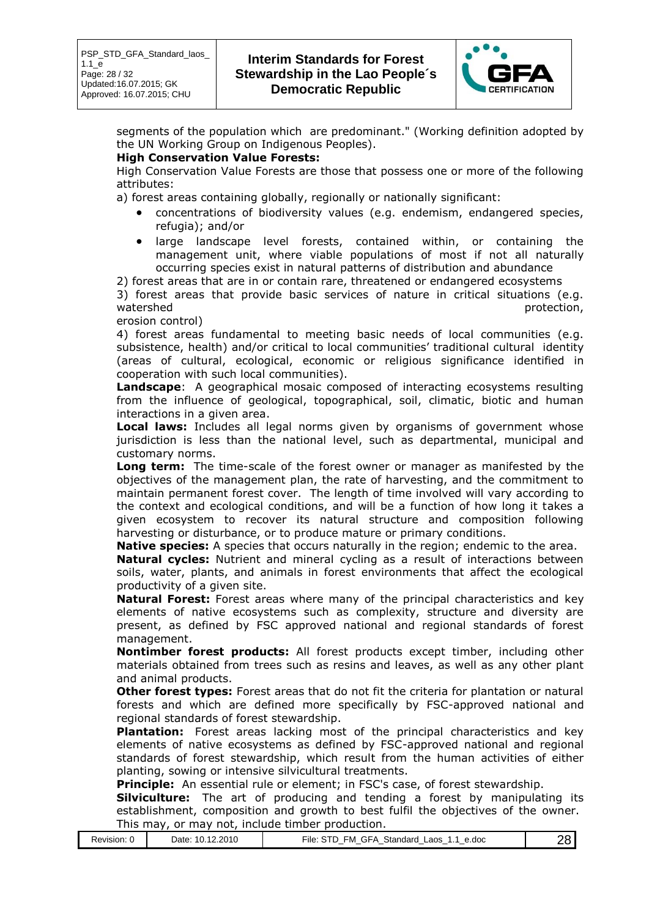segments of the population which are predominant." (Working definition adopted by the UN Working Group on Indigenous Peoples).

**High Conservation Value Forests:**

High Conservation Value Forests are those that possess one or more of the following attributes:

a) forest areas containing globally, regionally or nationally significant:

- concentrations of biodiversity values (e.g. endemism, endangered species, refugia); and/or
- large landscape level forests, contained within, or containing the management unit, where viable populations of most if not all naturally occurring species exist in natural patterns of distribution and abundance

2) forest areas that are in or contain rare, threatened or endangered ecosystems

3) forest areas that provide basic services of nature in critical situations (e.g. watershed protection, erosion control)

4) forest areas fundamental to meeting basic needs of local communities (e.g. subsistence, health) and/or critical to local communities' traditional cultural identity (areas of cultural, ecological, economic or religious significance identified in cooperation with such local communities).

**Landscape**: A geographical mosaic composed of interacting ecosystems resulting from the influence of geological, topographical, soil, climatic, biotic and human interactions in a given area.

**Local laws:** Includes all legal norms given by organisms of government whose jurisdiction is less than the national level, such as departmental, municipal and customary norms.

**Long term:** The time-scale of the forest owner or manager as manifested by the objectives of the management plan, the rate of harvesting, and the commitment to maintain permanent forest cover. The length of time involved will vary according to the context and ecological conditions, and will be a function of how long it takes a given ecosystem to recover its natural structure and composition following harvesting or disturbance, or to produce mature or primary conditions.

**Native species:** A species that occurs naturally in the region; endemic to the area.

**Natural cycles:** Nutrient and mineral cycling as a result of interactions between soils, water, plants, and animals in forest environments that affect the ecological productivity of a given site.

**Natural Forest:** Forest areas where many of the principal characteristics and key elements of native ecosystems such as complexity, structure and diversity are present, as defined by FSC approved national and regional standards of forest management.

**Nontimber forest products:** All forest products except timber, including other materials obtained from trees such as resins and leaves, as well as any other plant and animal products.

**Other forest types:** Forest areas that do not fit the criteria for plantation or natural forests and which are defined more specifically by FSC-approved national and regional standards of forest stewardship.

**Plantation:** Forest areas lacking most of the principal characteristics and key elements of native ecosystems as defined by FSC-approved national and regional standards of forest stewardship, which result from the human activities of either planting, sowing or intensive silvicultural treatments.

**Principle:** An essential rule or element; in FSC's case, of forest stewardship.

**Silviculture:** The art of producing and tending a forest by manipulating its establishment, composition and growth to best fulfil the objectives of the owner. This may, or may not, include timber production.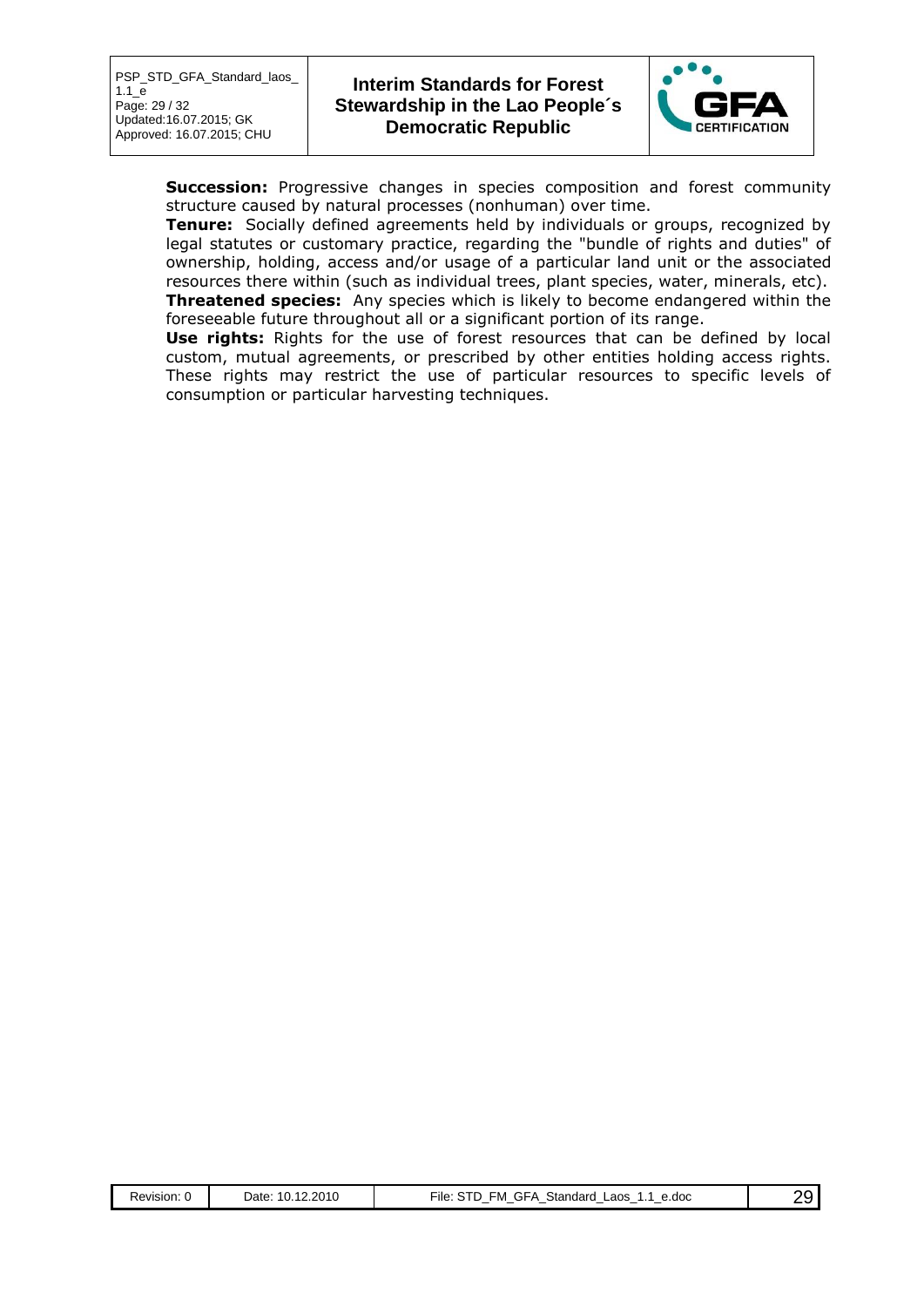**Succession:** Progressive changes in species composition and forest community structure caused by natural processes (nonhuman) over time.

**Tenure:** Socially defined agreements held by individuals or groups, recognized by legal statutes or customary practice, regarding the "bundle of rights and duties" of ownership, holding, access and/or usage of a particular land unit or the associated resources there within (such as individual trees, plant species, water, minerals, etc).

**Threatened species:** Any species which is likely to become endangered within the foreseeable future throughout all or a significant portion of its range.

**Use rights:** Rights for the use of forest resources that can be defined by local custom, mutual agreements, or prescribed by other entities holding access rights. These rights may restrict the use of particular resources to specific levels of consumption or particular harvesting techniques.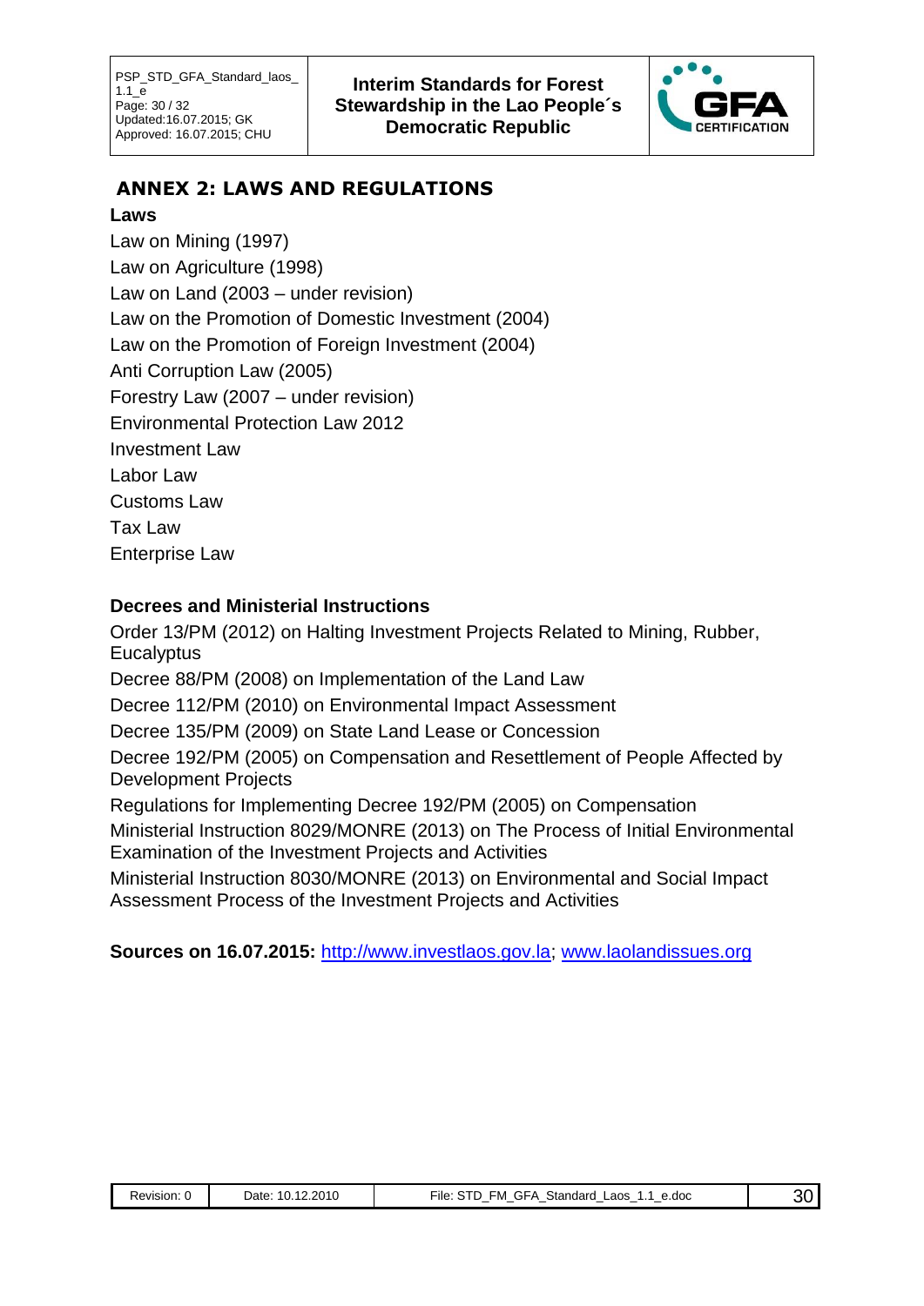## ANNEX 2: LAWS AND REGULATIONS

**Laws**

Law on Mining (1997)
Law on Agriculture (1998)
Law on Land (2003 – under revision)
Law on the Promotion of Domestic Investment (2004)
Law on the Promotion of Foreign Investment (2004)
Anti Corruption Law (2005)
Forestry Law (2007 – under revision)
Environmental Protection Law 2012
Investment Law
Labor Law
Customs Law
Tax Law
Enterprise Law

**Decrees and Ministerial Instructions**

Order 13/PM (2012) on Halting Investment Projects Related to Mining, Rubber, Eucalyptus
Decree 88/PM (2008) on Implementation of the Land Law
Decree 112/PM (2010) on Environmental Impact Assessment
Decree 135/PM (2009) on State Land Lease or Concession
Decree 192/PM (2005) on Compensation and Resettlement of People Affected by Development Projects
Regulations for Implementing Decree 192/PM (2005) on Compensation
Ministerial Instruction 8029/MONRE (2013) on The Process of Initial Environmental Examination of the Investment Projects and Activities
Ministerial Instruction 8030/MONRE (2013) on Environmental and Social Impact Assessment Process of the Investment Projects and Activities

**Sources on 16.07.2015:** http://www.investlaos.gov.la; www.laolandissues.org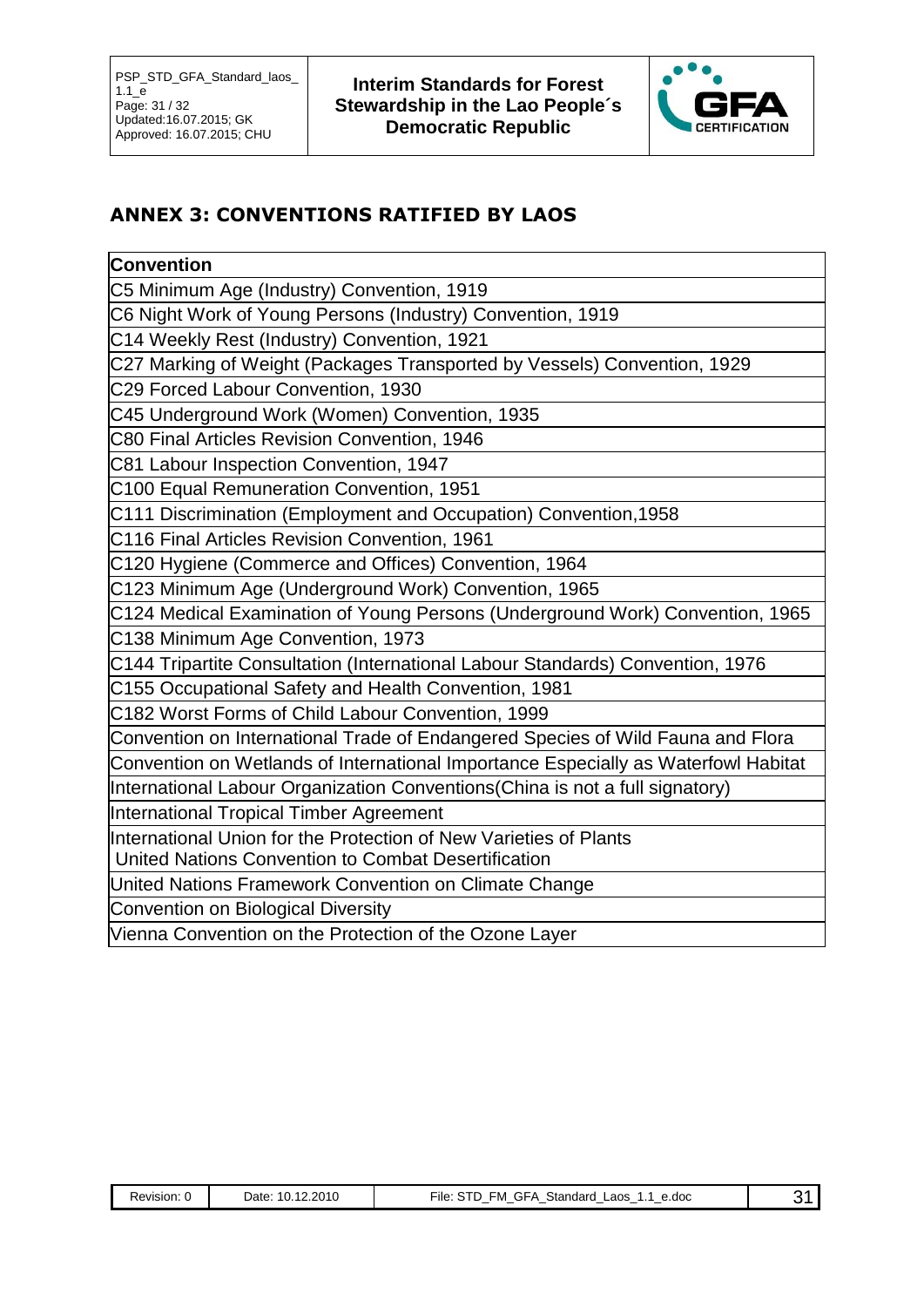## ANNEX 3: CONVENTIONS RATIFIED BY LAOS

| Convention |
|---|
| C5 Minimum Age (Industry) Convention, 1919 |
| C6 Night Work of Young Persons (Industry) Convention, 1919 |
| C14 Weekly Rest (Industry) Convention, 1921 |
| C27 Marking of Weight (Packages Transported by Vessels) Convention, 1929 |
| C29 Forced Labour Convention, 1930 |
| C45 Underground Work (Women) Convention, 1935 |
| C80 Final Articles Revision Convention, 1946 |
| C81 Labour Inspection Convention, 1947 |
| C100 Equal Remuneration Convention, 1951 |
| C111 Discrimination (Employment and Occupation) Convention,1958 |
| C116 Final Articles Revision Convention, 1961 |
| C120 Hygiene (Commerce and Offices) Convention, 1964 |
| C123 Minimum Age (Underground Work) Convention, 1965 |
| C124 Medical Examination of Young Persons (Underground Work) Convention, 1965 |
| C138 Minimum Age Convention, 1973 |
| C144 Tripartite Consultation (International Labour Standards) Convention, 1976 |
| C155 Occupational Safety and Health Convention, 1981 |
| C182 Worst Forms of Child Labour Convention, 1999 |
| Convention on International Trade of Endangered Species of Wild Fauna and Flora |
| Convention on Wetlands of International Importance Especially as Waterfowl Habitat |
| International Labour Organization Conventions(China is not a full signatory) |
| International Tropical Timber Agreement |
| International Union for the Protection of New Varieties of Plants<br>United Nations Convention to Combat Desertification |
| United Nations Framework Convention on Climate Change |
| Convention on Biological Diversity |
| Vienna Convention on the Protection of the Ozone Layer |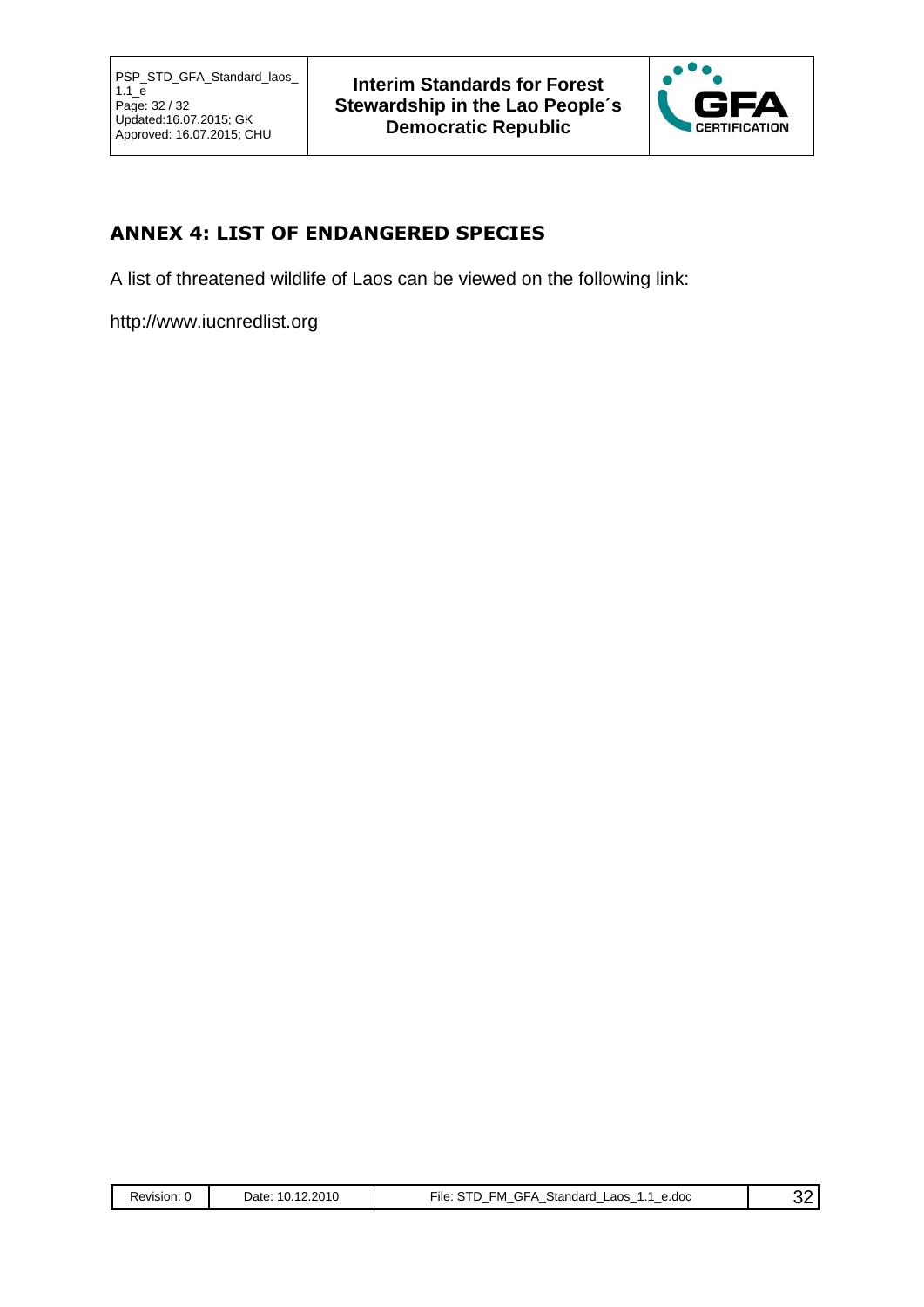## ANNEX 4: LIST OF ENDANGERED SPECIES

A list of threatened wildlife of Laos can be viewed on the following link:

http://www.iucnredlist.org